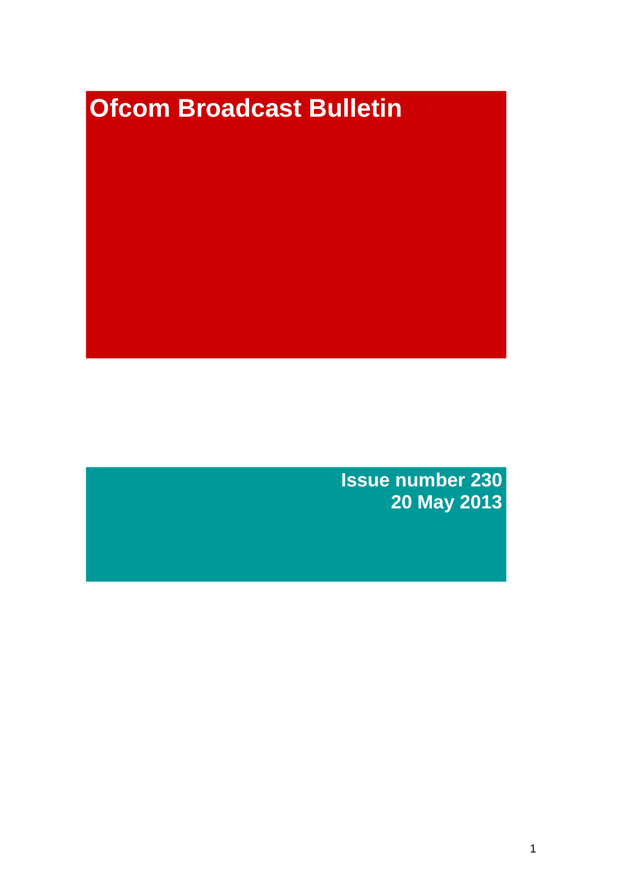# Ofcom Broadcast Bulletin

**Issue number 230**
**20 May 2013**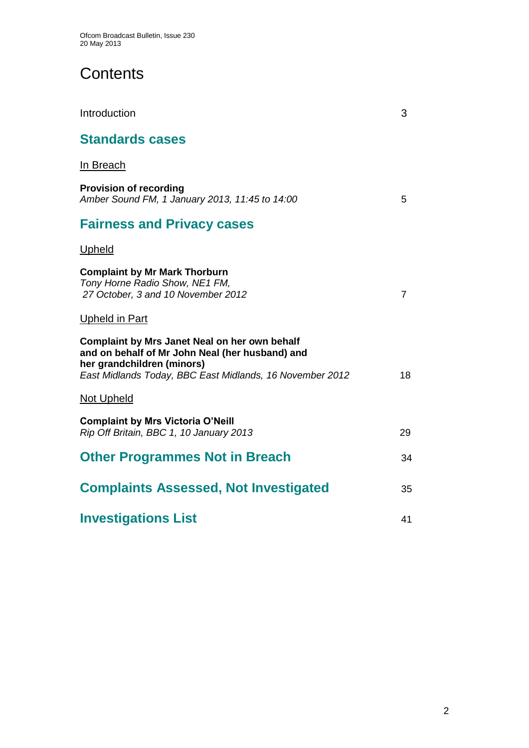# Contents

Introduction 3

## Standards cases

In Breach

**Provision of recording**
*Amber Sound FM, 1 January 2013, 11:45 to 14:00* 5

## Fairness and Privacy cases

Upheld

**Complaint by Mr Mark Thorburn**
*Tony Horne Radio Show, NE1 FM,*
*27 October, 3 and 10 November 2012* 7

Upheld in Part

**Complaint by Mrs Janet Neal on her own behalf and on behalf of Mr John Neal (her husband) and her grandchildren (minors)**
*East Midlands Today, BBC East Midlands, 16 November 2012* 18

Not Upheld

**Complaint by Mrs Victoria O'Neill**
*Rip Off Britain, BBC 1, 10 January 2013* 29

## Other Programmes Not in Breach 34

## Complaints Assessed, Not Investigated 35

## Investigations List 41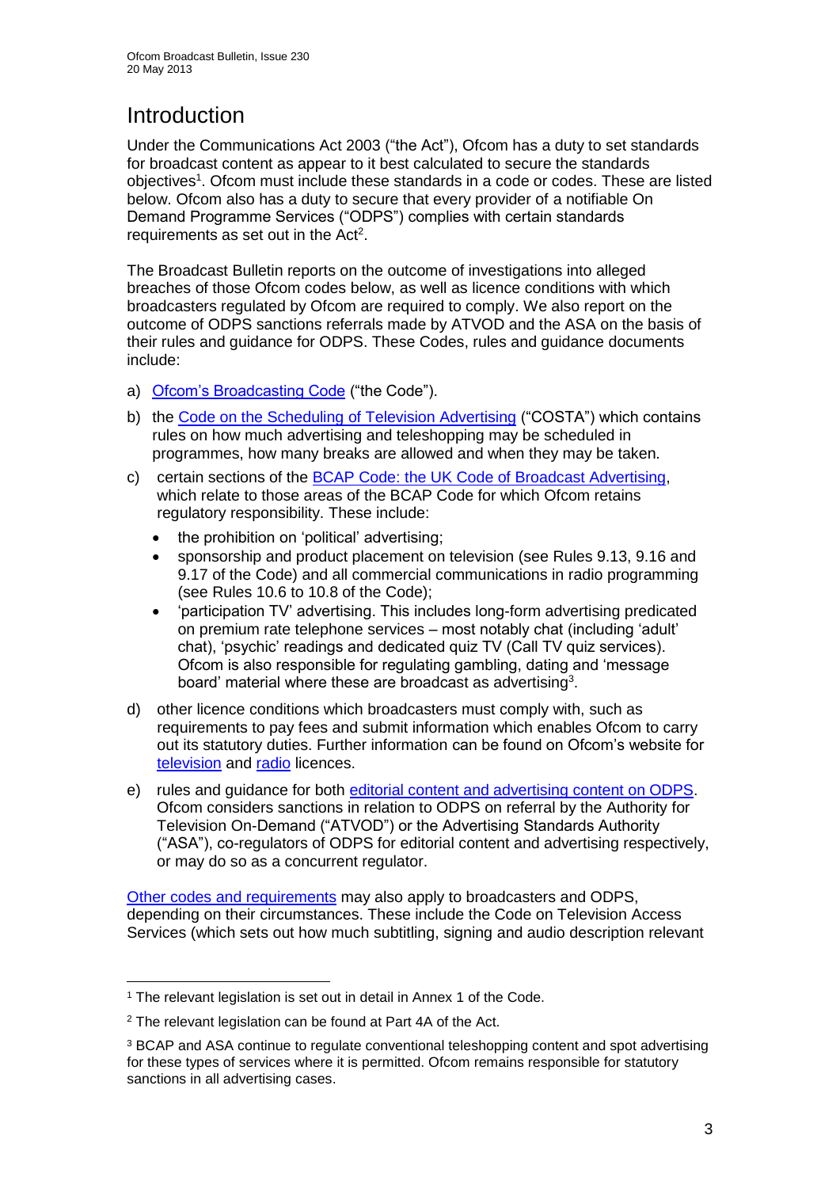# Introduction

Under the Communications Act 2003 ("the Act"), Ofcom has a duty to set standards for broadcast content as appear to it best calculated to secure the standards objectives[1]. Ofcom must include these standards in a code or codes. These are listed below. Ofcom also has a duty to secure that every provider of a notifiable On Demand Programme Services ("ODPS") complies with certain standards requirements as set out in the Act[2].

The Broadcast Bulletin reports on the outcome of investigations into alleged breaches of those Ofcom codes below, as well as licence conditions with which broadcasters regulated by Ofcom are required to comply. We also report on the outcome of ODPS sanctions referrals made by ATVOD and the ASA on the basis of their rules and guidance for ODPS. These Codes, rules and guidance documents include:

a) Ofcom's Broadcasting Code ("the Code").

b) the Code on the Scheduling of Television Advertising ("COSTA") which contains rules on how much advertising and teleshopping may be scheduled in programmes, how many breaks are allowed and when they may be taken.

c) certain sections of the BCAP Code: the UK Code of Broadcast Advertising, which relate to those areas of the BCAP Code for which Ofcom retains regulatory responsibility. These include:

- the prohibition on 'political' advertising;
- sponsorship and product placement on television (see Rules 9.13, 9.16 and 9.17 of the Code) and all commercial communications in radio programming (see Rules 10.6 to 10.8 of the Code);
- 'participation TV' advertising. This includes long-form advertising predicated on premium rate telephone services – most notably chat (including 'adult' chat), 'psychic' readings and dedicated quiz TV (Call TV quiz services). Ofcom is also responsible for regulating gambling, dating and 'message board' material where these are broadcast as advertising[3].

d) other licence conditions which broadcasters must comply with, such as requirements to pay fees and submit information which enables Ofcom to carry out its statutory duties. Further information can be found on Ofcom's website for television and radio licences.

e) rules and guidance for both editorial content and advertising content on ODPS. Ofcom considers sanctions in relation to ODPS on referral by the Authority for Television On-Demand ("ATVOD") or the Advertising Standards Authority ("ASA"), co-regulators of ODPS for editorial content and advertising respectively, or may do so as a concurrent regulator.

Other codes and requirements may also apply to broadcasters and ODPS, depending on their circumstances. These include the Code on Television Access Services (which sets out how much subtitling, signing and audio description relevant

---

[1] The relevant legislation is set out in detail in Annex 1 of the Code.

[2] The relevant legislation can be found at Part 4A of the Act.

[3] BCAP and ASA continue to regulate conventional teleshopping content and spot advertising for these types of services where it is permitted. Ofcom remains responsible for statutory sanctions in all advertising cases.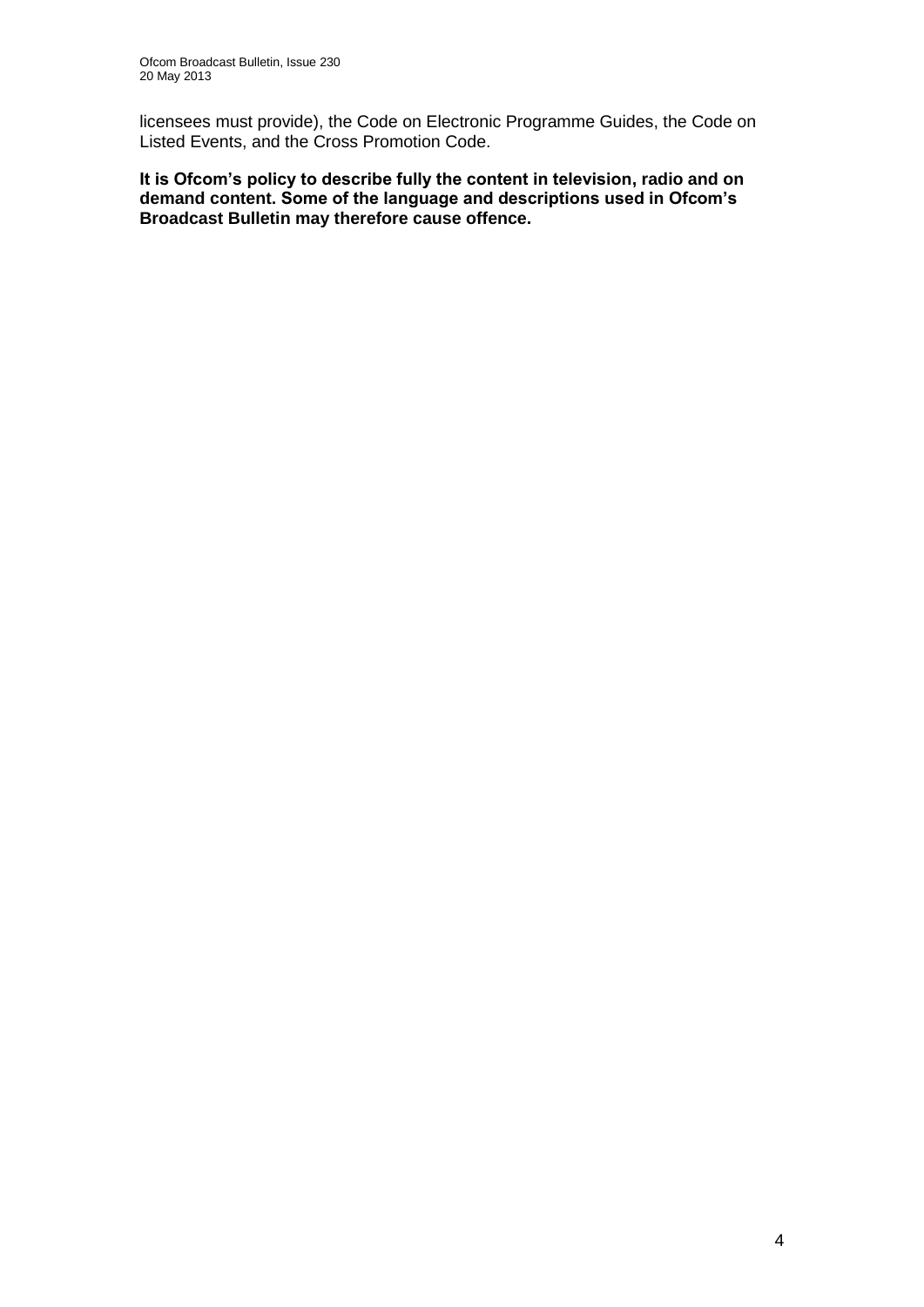licensees must provide), the Code on Electronic Programme Guides, the Code on Listed Events, and the Cross Promotion Code.

**It is Ofcom's policy to describe fully the content in television, radio and on demand content. Some of the language and descriptions used in Ofcom's Broadcast Bulletin may therefore cause offence.**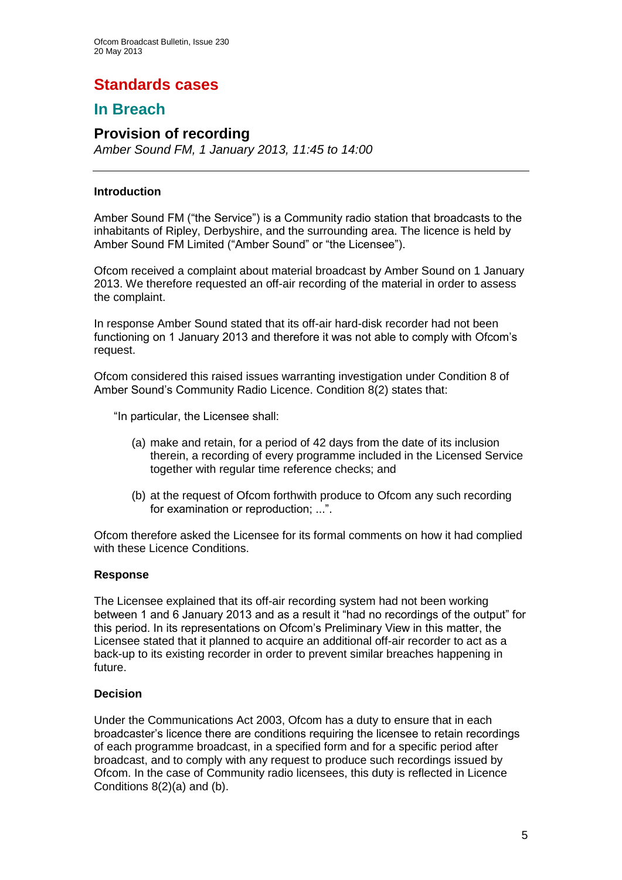# Standards cases

## In Breach

### Provision of recording

*Amber Sound FM, 1 January 2013, 11:45 to 14:00*

---

**Introduction**

Amber Sound FM ("the Service") is a Community radio station that broadcasts to the inhabitants of Ripley, Derbyshire, and the surrounding area. The licence is held by Amber Sound FM Limited ("Amber Sound" or "the Licensee").

Ofcom received a complaint about material broadcast by Amber Sound on 1 January 2013. We therefore requested an off-air recording of the material in order to assess the complaint.

In response Amber Sound stated that its off-air hard-disk recorder had not been functioning on 1 January 2013 and therefore it was not able to comply with Ofcom's request.

Ofcom considered this raised issues warranting investigation under Condition 8 of Amber Sound's Community Radio Licence. Condition 8(2) states that:

> "In particular, the Licensee shall:
>
> (a) make and retain, for a period of 42 days from the date of its inclusion therein, a recording of every programme included in the Licensed Service together with regular time reference checks; and
>
> (b) at the request of Ofcom forthwith produce to Ofcom any such recording for examination or reproduction; ...".

Ofcom therefore asked the Licensee for its formal comments on how it had complied with these Licence Conditions.

**Response**

The Licensee explained that its off-air recording system had not been working between 1 and 6 January 2013 and as a result it "had no recordings of the output" for this period. In its representations on Ofcom's Preliminary View in this matter, the Licensee stated that it planned to acquire an additional off-air recorder to act as a back-up to its existing recorder in order to prevent similar breaches happening in future.

**Decision**

Under the Communications Act 2003, Ofcom has a duty to ensure that in each broadcaster's licence there are conditions requiring the licensee to retain recordings of each programme broadcast, in a specified form and for a specific period after broadcast, and to comply with any request to produce such recordings issued by Ofcom. In the case of Community radio licensees, this duty is reflected in Licence Conditions 8(2)(a) and (b).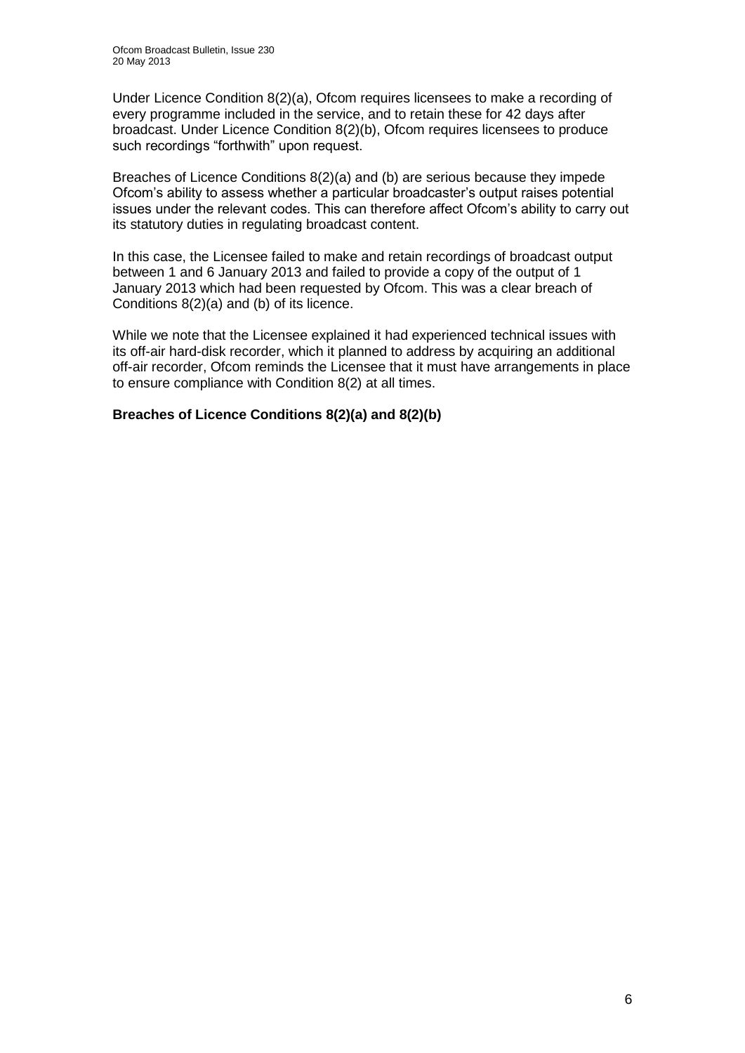Under Licence Condition 8(2)(a), Ofcom requires licensees to make a recording of every programme included in the service, and to retain these for 42 days after broadcast. Under Licence Condition 8(2)(b), Ofcom requires licensees to produce such recordings "forthwith" upon request.

Breaches of Licence Conditions 8(2)(a) and (b) are serious because they impede Ofcom's ability to assess whether a particular broadcaster's output raises potential issues under the relevant codes. This can therefore affect Ofcom's ability to carry out its statutory duties in regulating broadcast content.

In this case, the Licensee failed to make and retain recordings of broadcast output between 1 and 6 January 2013 and failed to provide a copy of the output of 1 January 2013 which had been requested by Ofcom. This was a clear breach of Conditions 8(2)(a) and (b) of its licence.

While we note that the Licensee explained it had experienced technical issues with its off-air hard-disk recorder, which it planned to address by acquiring an additional off-air recorder, Ofcom reminds the Licensee that it must have arrangements in place to ensure compliance with Condition 8(2) at all times.

**Breaches of Licence Conditions 8(2)(a) and 8(2)(b)**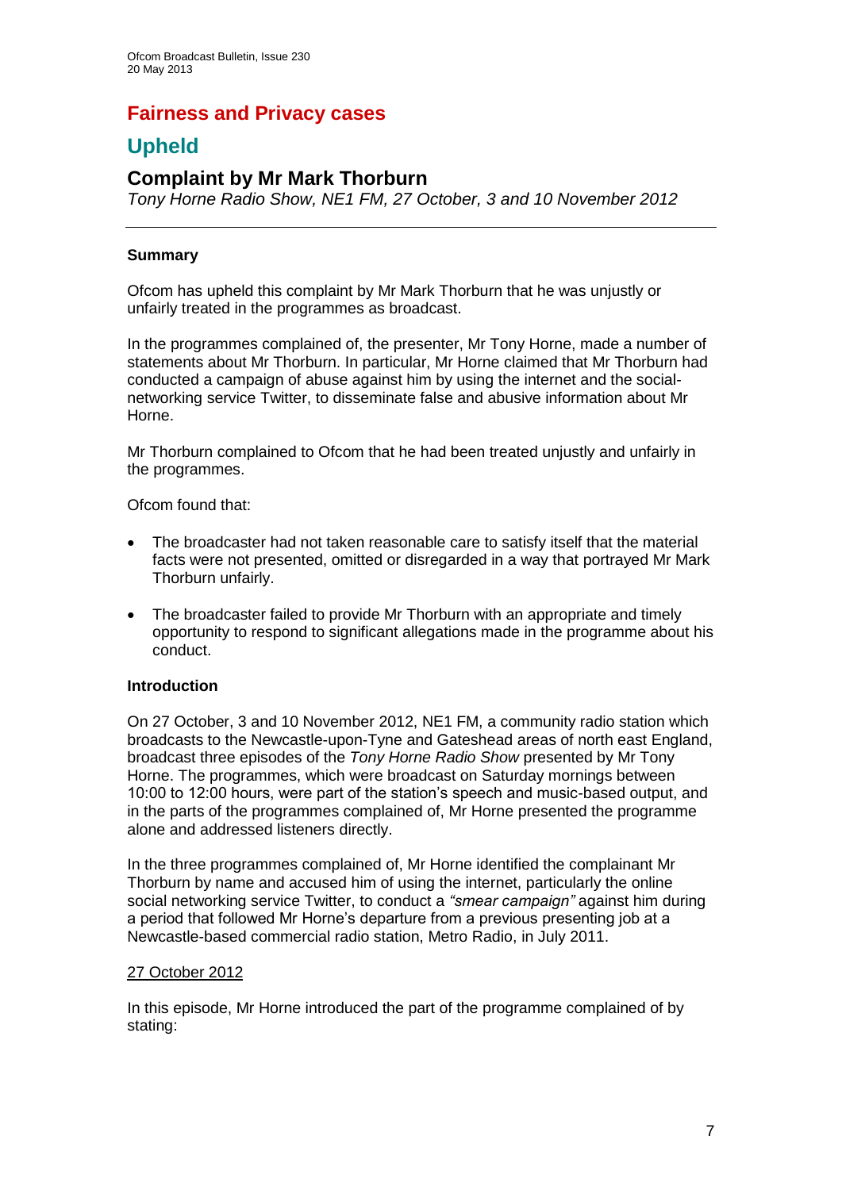# Fairness and Privacy cases

## Upheld

### Complaint by Mr Mark Thorburn

*Tony Horne Radio Show, NE1 FM, 27 October, 3 and 10 November 2012*

---

**Summary**

Ofcom has upheld this complaint by Mr Mark Thorburn that he was unjustly or unfairly treated in the programmes as broadcast.

In the programmes complained of, the presenter, Mr Tony Horne, made a number of statements about Mr Thorburn. In particular, Mr Horne claimed that Mr Thorburn had conducted a campaign of abuse against him by using the internet and the social-networking service Twitter, to disseminate false and abusive information about Mr Horne.

Mr Thorburn complained to Ofcom that he had been treated unjustly and unfairly in the programmes.

Ofcom found that:

- The broadcaster had not taken reasonable care to satisfy itself that the material facts were not presented, omitted or disregarded in a way that portrayed Mr Mark Thorburn unfairly.
- The broadcaster failed to provide Mr Thorburn with an appropriate and timely opportunity to respond to significant allegations made in the programme about his conduct.

**Introduction**

On 27 October, 3 and 10 November 2012, NE1 FM, a community radio station which broadcasts to the Newcastle-upon-Tyne and Gateshead areas of north east England, broadcast three episodes of the *Tony Horne Radio Show* presented by Mr Tony Horne. The programmes, which were broadcast on Saturday mornings between 10:00 to 12:00 hours, were part of the station's speech and music-based output, and in the parts of the programmes complained of, Mr Horne presented the programme alone and addressed listeners directly.

In the three programmes complained of, Mr Horne identified the complainant Mr Thorburn by name and accused him of using the internet, particularly the online social networking service Twitter, to conduct a *"smear campaign"* against him during a period that followed Mr Horne's departure from a previous presenting job at a Newcastle-based commercial radio station, Metro Radio, in July 2011.

<u>27 October 2012</u>

In this episode, Mr Horne introduced the part of the programme complained of by stating: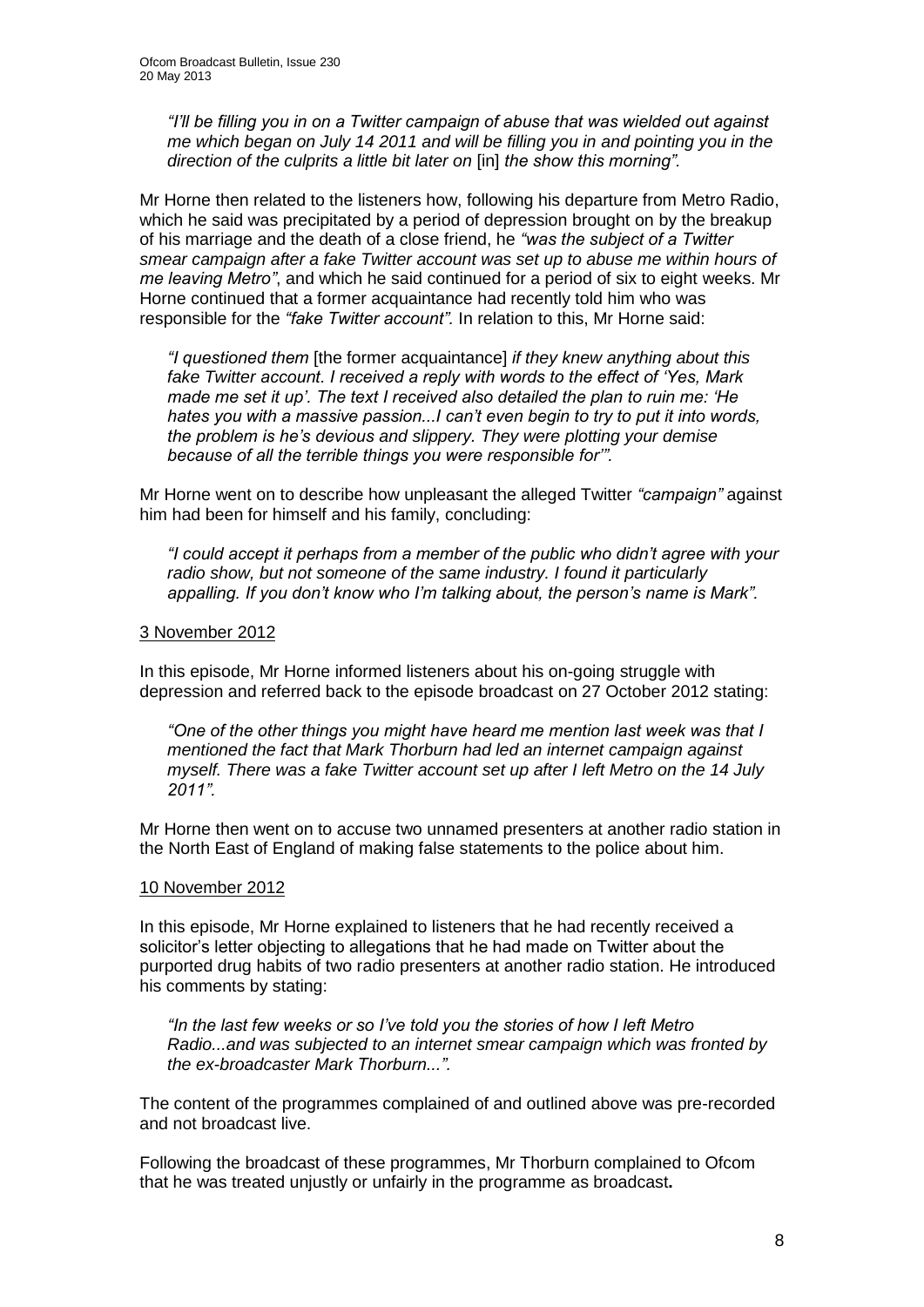*"I'll be filling you in on a Twitter campaign of abuse that was wielded out against me which began on July 14 2011 and will be filling you in and pointing you in the direction of the culprits a little bit later on* [in] *the show this morning".*

Mr Horne then related to the listeners how, following his departure from Metro Radio, which he said was precipitated by a period of depression brought on by the breakup of his marriage and the death of a close friend, he *"was the subject of a Twitter smear campaign after a fake Twitter account was set up to abuse me within hours of me leaving Metro"*, and which he said continued for a period of six to eight weeks. Mr Horne continued that a former acquaintance had recently told him who was responsible for the *"fake Twitter account".* In relation to this, Mr Horne said:

*"I questioned them* [the former acquaintance] *if they knew anything about this fake Twitter account. I received a reply with words to the effect of 'Yes, Mark made me set it up'. The text I received also detailed the plan to ruin me: 'He hates you with a massive passion...I can't even begin to try to put it into words, the problem is he's devious and slippery. They were plotting your demise because of all the terrible things you were responsible for'".*

Mr Horne went on to describe how unpleasant the alleged Twitter *"campaign"* against him had been for himself and his family, concluding:

*"I could accept it perhaps from a member of the public who didn't agree with your radio show, but not someone of the same industry. I found it particularly appalling. If you don't know who I'm talking about, the person's name is Mark".*

3 November 2012

In this episode, Mr Horne informed listeners about his on-going struggle with depression and referred back to the episode broadcast on 27 October 2012 stating:

*"One of the other things you might have heard me mention last week was that I mentioned the fact that Mark Thorburn had led an internet campaign against myself. There was a fake Twitter account set up after I left Metro on the 14 July 2011".*

Mr Horne then went on to accuse two unnamed presenters at another radio station in the North East of England of making false statements to the police about him.

10 November 2012

In this episode, Mr Horne explained to listeners that he had recently received a solicitor's letter objecting to allegations that he had made on Twitter about the purported drug habits of two radio presenters at another radio station. He introduced his comments by stating:

*"In the last few weeks or so I've told you the stories of how I left Metro Radio...and was subjected to an internet smear campaign which was fronted by the ex-broadcaster Mark Thorburn...".*

The content of the programmes complained of and outlined above was pre-recorded and not broadcast live.

Following the broadcast of these programmes, Mr Thorburn complained to Ofcom that he was treated unjustly or unfairly in the programme as broadcast**.**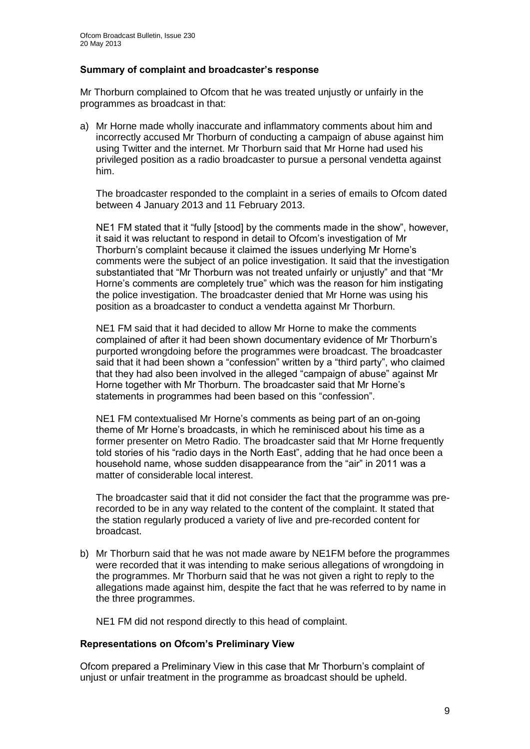### Summary of complaint and broadcaster's response

Mr Thorburn complained to Ofcom that he was treated unjustly or unfairly in the programmes as broadcast in that:

a) Mr Horne made wholly inaccurate and inflammatory comments about him and incorrectly accused Mr Thorburn of conducting a campaign of abuse against him using Twitter and the internet. Mr Thorburn said that Mr Horne had used his privileged position as a radio broadcaster to pursue a personal vendetta against him.

   The broadcaster responded to the complaint in a series of emails to Ofcom dated between 4 January 2013 and 11 February 2013.

   NE1 FM stated that it "fully [stood] by the comments made in the show", however, it said it was reluctant to respond in detail to Ofcom's investigation of Mr Thorburn's complaint because it claimed the issues underlying Mr Horne's comments were the subject of an police investigation. It said that the investigation substantiated that "Mr Thorburn was not treated unfairly or unjustly" and that "Mr Horne's comments are completely true" which was the reason for him instigating the police investigation. The broadcaster denied that Mr Horne was using his position as a broadcaster to conduct a vendetta against Mr Thorburn.

   NE1 FM said that it had decided to allow Mr Horne to make the comments complained of after it had been shown documentary evidence of Mr Thorburn's purported wrongdoing before the programmes were broadcast. The broadcaster said that it had been shown a "confession" written by a "third party", who claimed that they had also been involved in the alleged "campaign of abuse" against Mr Horne together with Mr Thorburn. The broadcaster said that Mr Horne's statements in programmes had been based on this "confession".

   NE1 FM contextualised Mr Horne's comments as being part of an on-going theme of Mr Horne's broadcasts, in which he reminisced about his time as a former presenter on Metro Radio. The broadcaster said that Mr Horne frequently told stories of his "radio days in the North East", adding that he had once been a household name, whose sudden disappearance from the "air" in 2011 was a matter of considerable local interest.

   The broadcaster said that it did not consider the fact that the programme was pre-recorded to be in any way related to the content of the complaint. It stated that the station regularly produced a variety of live and pre-recorded content for broadcast.

b) Mr Thorburn said that he was not made aware by NE1FM before the programmes were recorded that it was intending to make serious allegations of wrongdoing in the programmes. Mr Thorburn said that he was not given a right to reply to the allegations made against him, despite the fact that he was referred to by name in the three programmes.

   NE1 FM did not respond directly to this head of complaint.

### Representations on Ofcom's Preliminary View

Ofcom prepared a Preliminary View in this case that Mr Thorburn's complaint of unjust or unfair treatment in the programme as broadcast should be upheld.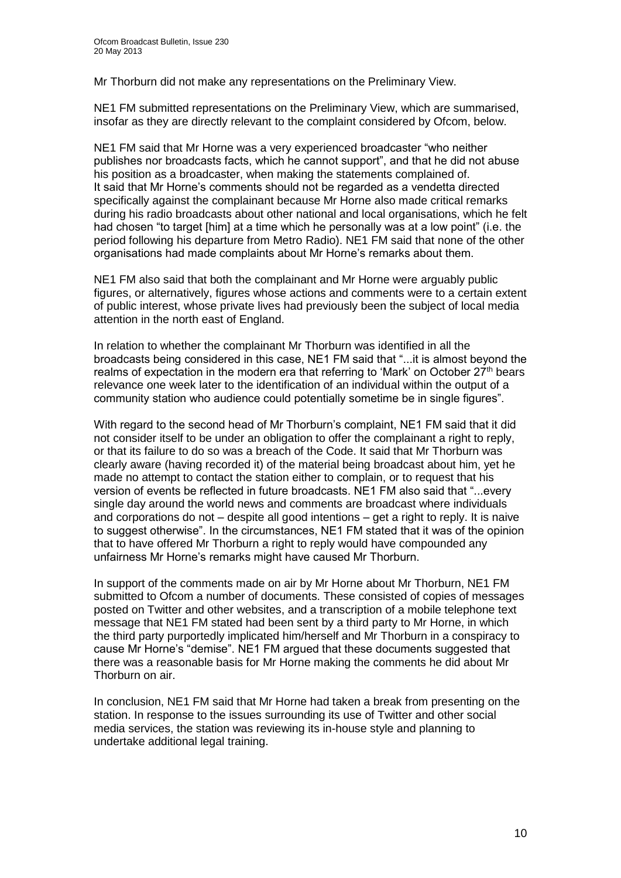Mr Thorburn did not make any representations on the Preliminary View.

NE1 FM submitted representations on the Preliminary View, which are summarised, insofar as they are directly relevant to the complaint considered by Ofcom, below.

NE1 FM said that Mr Horne was a very experienced broadcaster "who neither publishes nor broadcasts facts, which he cannot support", and that he did not abuse his position as a broadcaster, when making the statements complained of. It said that Mr Horne's comments should not be regarded as a vendetta directed specifically against the complainant because Mr Horne also made critical remarks during his radio broadcasts about other national and local organisations, which he felt had chosen "to target [him] at a time which he personally was at a low point" (i.e. the period following his departure from Metro Radio). NE1 FM said that none of the other organisations had made complaints about Mr Horne's remarks about them.

NE1 FM also said that both the complainant and Mr Horne were arguably public figures, or alternatively, figures whose actions and comments were to a certain extent of public interest, whose private lives had previously been the subject of local media attention in the north east of England.

In relation to whether the complainant Mr Thorburn was identified in all the broadcasts being considered in this case, NE1 FM said that "...it is almost beyond the realms of expectation in the modern era that referring to 'Mark' on October 27th bears relevance one week later to the identification of an individual within the output of a community station who audience could potentially sometime be in single figures".

With regard to the second head of Mr Thorburn's complaint, NE1 FM said that it did not consider itself to be under an obligation to offer the complainant a right to reply, or that its failure to do so was a breach of the Code. It said that Mr Thorburn was clearly aware (having recorded it) of the material being broadcast about him, yet he made no attempt to contact the station either to complain, or to request that his version of events be reflected in future broadcasts. NE1 FM also said that "...every single day around the world news and comments are broadcast where individuals and corporations do not – despite all good intentions – get a right to reply. It is naive to suggest otherwise". In the circumstances, NE1 FM stated that it was of the opinion that to have offered Mr Thorburn a right to reply would have compounded any unfairness Mr Horne's remarks might have caused Mr Thorburn.

In support of the comments made on air by Mr Horne about Mr Thorburn, NE1 FM submitted to Ofcom a number of documents. These consisted of copies of messages posted on Twitter and other websites, and a transcription of a mobile telephone text message that NE1 FM stated had been sent by a third party to Mr Horne, in which the third party purportedly implicated him/herself and Mr Thorburn in a conspiracy to cause Mr Horne's "demise". NE1 FM argued that these documents suggested that there was a reasonable basis for Mr Horne making the comments he did about Mr Thorburn on air.

In conclusion, NE1 FM said that Mr Horne had taken a break from presenting on the station. In response to the issues surrounding its use of Twitter and other social media services, the station was reviewing its in-house style and planning to undertake additional legal training.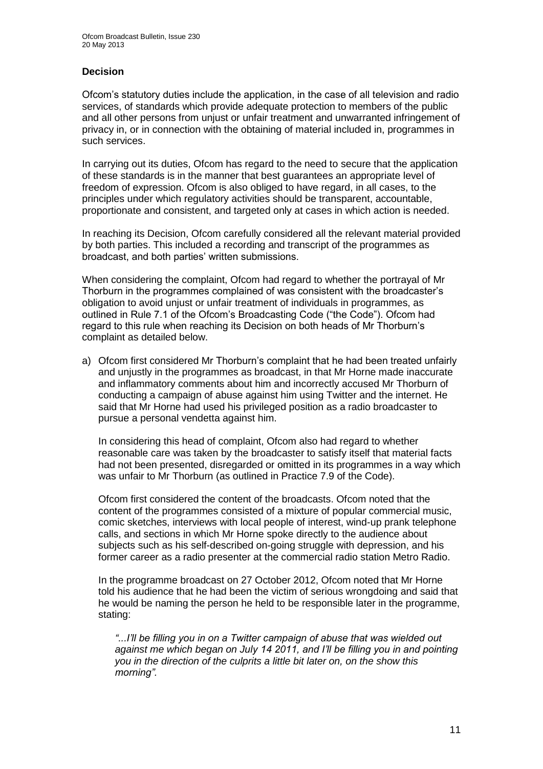### Decision

Ofcom's statutory duties include the application, in the case of all television and radio services, of standards which provide adequate protection to members of the public and all other persons from unjust or unfair treatment and unwarranted infringement of privacy in, or in connection with the obtaining of material included in, programmes in such services.

In carrying out its duties, Ofcom has regard to the need to secure that the application of these standards is in the manner that best guarantees an appropriate level of freedom of expression. Ofcom is also obliged to have regard, in all cases, to the principles under which regulatory activities should be transparent, accountable, proportionate and consistent, and targeted only at cases in which action is needed.

In reaching its Decision, Ofcom carefully considered all the relevant material provided by both parties. This included a recording and transcript of the programmes as broadcast, and both parties' written submissions.

When considering the complaint, Ofcom had regard to whether the portrayal of Mr Thorburn in the programmes complained of was consistent with the broadcaster's obligation to avoid unjust or unfair treatment of individuals in programmes, as outlined in Rule 7.1 of the Ofcom's Broadcasting Code ("the Code"). Ofcom had regard to this rule when reaching its Decision on both heads of Mr Thorburn's complaint as detailed below.

a) Ofcom first considered Mr Thorburn's complaint that he had been treated unfairly and unjustly in the programmes as broadcast, in that Mr Horne made inaccurate and inflammatory comments about him and incorrectly accused Mr Thorburn of conducting a campaign of abuse against him using Twitter and the internet. He said that Mr Horne had used his privileged position as a radio broadcaster to pursue a personal vendetta against him.

   In considering this head of complaint, Ofcom also had regard to whether reasonable care was taken by the broadcaster to satisfy itself that material facts had not been presented, disregarded or omitted in its programmes in a way which was unfair to Mr Thorburn (as outlined in Practice 7.9 of the Code).

   Ofcom first considered the content of the broadcasts. Ofcom noted that the content of the programmes consisted of a mixture of popular commercial music, comic sketches, interviews with local people of interest, wind-up prank telephone calls, and sections in which Mr Horne spoke directly to the audience about subjects such as his self-described on-going struggle with depression, and his former career as a radio presenter at the commercial radio station Metro Radio.

   In the programme broadcast on 27 October 2012, Ofcom noted that Mr Horne told his audience that he had been the victim of serious wrongdoing and said that he would be naming the person he held to be responsible later in the programme, stating:

   *"...I'll be filling you in on a Twitter campaign of abuse that was wielded out against me which began on July 14 2011, and I'll be filling you in and pointing you in the direction of the culprits a little bit later on, on the show this morning".*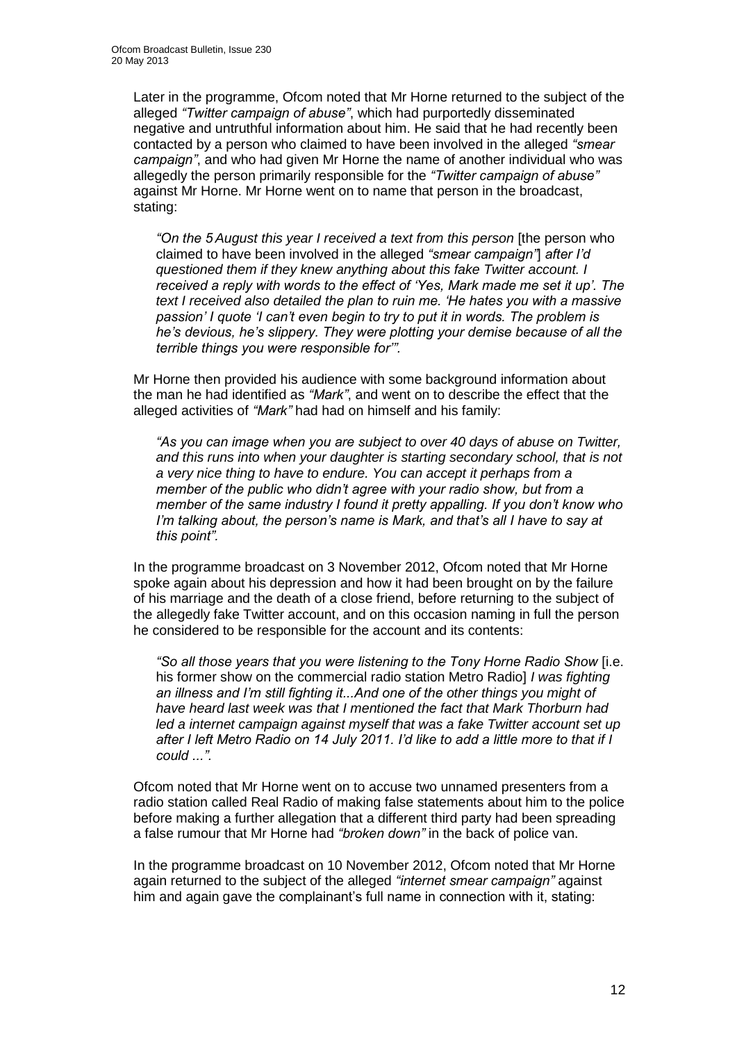Later in the programme, Ofcom noted that Mr Horne returned to the subject of the alleged *"Twitter campaign of abuse"*, which had purportedly disseminated negative and untruthful information about him. He said that he had recently been contacted by a person who claimed to have been involved in the alleged *"smear campaign"*, and who had given Mr Horne the name of another individual who was allegedly the person primarily responsible for the *"Twitter campaign of abuse"* against Mr Horne. Mr Horne went on to name that person in the broadcast, stating:

> *"On the 5 August this year I received a text from this person* [the person who claimed to have been involved in the alleged *"smear campaign"*] *after I'd questioned them if they knew anything about this fake Twitter account. I received a reply with words to the effect of 'Yes, Mark made me set it up'. The text I received also detailed the plan to ruin me. 'He hates you with a massive passion' I quote 'I can't even begin to try to put it in words. The problem is he's devious, he's slippery. They were plotting your demise because of all the terrible things you were responsible for'"*.

Mr Horne then provided his audience with some background information about the man he had identified as *"Mark"*, and went on to describe the effect that the alleged activities of *"Mark"* had had on himself and his family:

> *"As you can image when you are subject to over 40 days of abuse on Twitter, and this runs into when your daughter is starting secondary school, that is not a very nice thing to have to endure. You can accept it perhaps from a member of the public who didn't agree with your radio show, but from a member of the same industry I found it pretty appalling. If you don't know who I'm talking about, the person's name is Mark, and that's all I have to say at this point"*.

In the programme broadcast on 3 November 2012, Ofcom noted that Mr Horne spoke again about his depression and how it had been brought on by the failure of his marriage and the death of a close friend, before returning to the subject of the allegedly fake Twitter account, and on this occasion naming in full the person he considered to be responsible for the account and its contents:

> *"So all those years that you were listening to the Tony Horne Radio Show* [i.e. his former show on the commercial radio station Metro Radio] *I was fighting an illness and I'm still fighting it...And one of the other things you might of have heard last week was that I mentioned the fact that Mark Thorburn had led a internet campaign against myself that was a fake Twitter account set up after I left Metro Radio on 14 July 2011. I'd like to add a little more to that if I could ..."*.

Ofcom noted that Mr Horne went on to accuse two unnamed presenters from a radio station called Real Radio of making false statements about him to the police before making a further allegation that a different third party had been spreading a false rumour that Mr Horne had *"broken down"* in the back of police van.

In the programme broadcast on 10 November 2012, Ofcom noted that Mr Horne again returned to the subject of the alleged *"internet smear campaign"* against him and again gave the complainant's full name in connection with it, stating: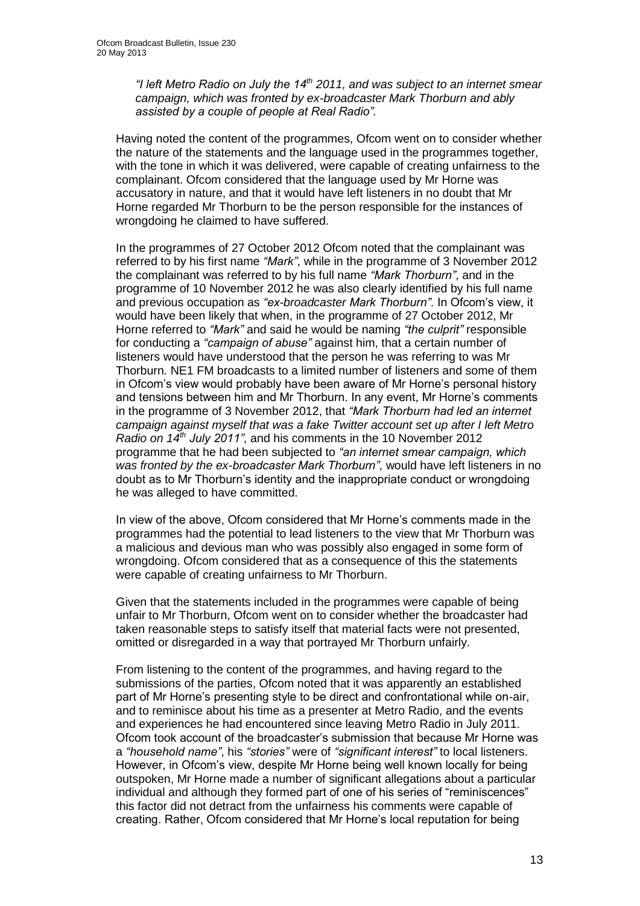*"I left Metro Radio on July the 14th 2011, and was subject to an internet smear campaign, which was fronted by ex-broadcaster Mark Thorburn and ably assisted by a couple of people at Real Radio".*

Having noted the content of the programmes, Ofcom went on to consider whether the nature of the statements and the language used in the programmes together, with the tone in which it was delivered, were capable of creating unfairness to the complainant. Ofcom considered that the language used by Mr Horne was accusatory in nature, and that it would have left listeners in no doubt that Mr Horne regarded Mr Thorburn to be the person responsible for the instances of wrongdoing he claimed to have suffered.

In the programmes of 27 October 2012 Ofcom noted that the complainant was referred to by his first name *"Mark"*, while in the programme of 3 November 2012 the complainant was referred to by his full name *"Mark Thorburn"*, and in the programme of 10 November 2012 he was also clearly identified by his full name and previous occupation as *"ex-broadcaster Mark Thorburn"*. In Ofcom's view, it would have been likely that when, in the programme of 27 October 2012, Mr Horne referred to *"Mark"* and said he would be naming *"the culprit"* responsible for conducting a *"campaign of abuse"* against him, that a certain number of listeners would have understood that the person he was referring to was Mr Thorburn. NE1 FM broadcasts to a limited number of listeners and some of them in Ofcom's view would probably have been aware of Mr Horne's personal history and tensions between him and Mr Thorburn. In any event, Mr Horne's comments in the programme of 3 November 2012, that *"Mark Thorburn had led an internet campaign against myself that was a fake Twitter account set up after I left Metro Radio on 14th July 2011"*, and his comments in the 10 November 2012 programme that he had been subjected to *"an internet smear campaign, which was fronted by the ex-broadcaster Mark Thorburn"*, would have left listeners in no doubt as to Mr Thorburn's identity and the inappropriate conduct or wrongdoing he was alleged to have committed.

In view of the above, Ofcom considered that Mr Horne's comments made in the programmes had the potential to lead listeners to the view that Mr Thorburn was a malicious and devious man who was possibly also engaged in some form of wrongdoing. Ofcom considered that as a consequence of this the statements were capable of creating unfairness to Mr Thorburn.

Given that the statements included in the programmes were capable of being unfair to Mr Thorburn, Ofcom went on to consider whether the broadcaster had taken reasonable steps to satisfy itself that material facts were not presented, omitted or disregarded in a way that portrayed Mr Thorburn unfairly.

From listening to the content of the programmes, and having regard to the submissions of the parties, Ofcom noted that it was apparently an established part of Mr Horne's presenting style to be direct and confrontational while on-air, and to reminisce about his time as a presenter at Metro Radio, and the events and experiences he had encountered since leaving Metro Radio in July 2011. Ofcom took account of the broadcaster's submission that because Mr Horne was a *"household name"*, his *"stories"* were of *"significant interest"* to local listeners. However, in Ofcom's view, despite Mr Horne being well known locally for being outspoken, Mr Horne made a number of significant allegations about a particular individual and although they formed part of one of his series of "reminiscences" this factor did not detract from the unfairness his comments were capable of creating. Rather, Ofcom considered that Mr Horne's local reputation for being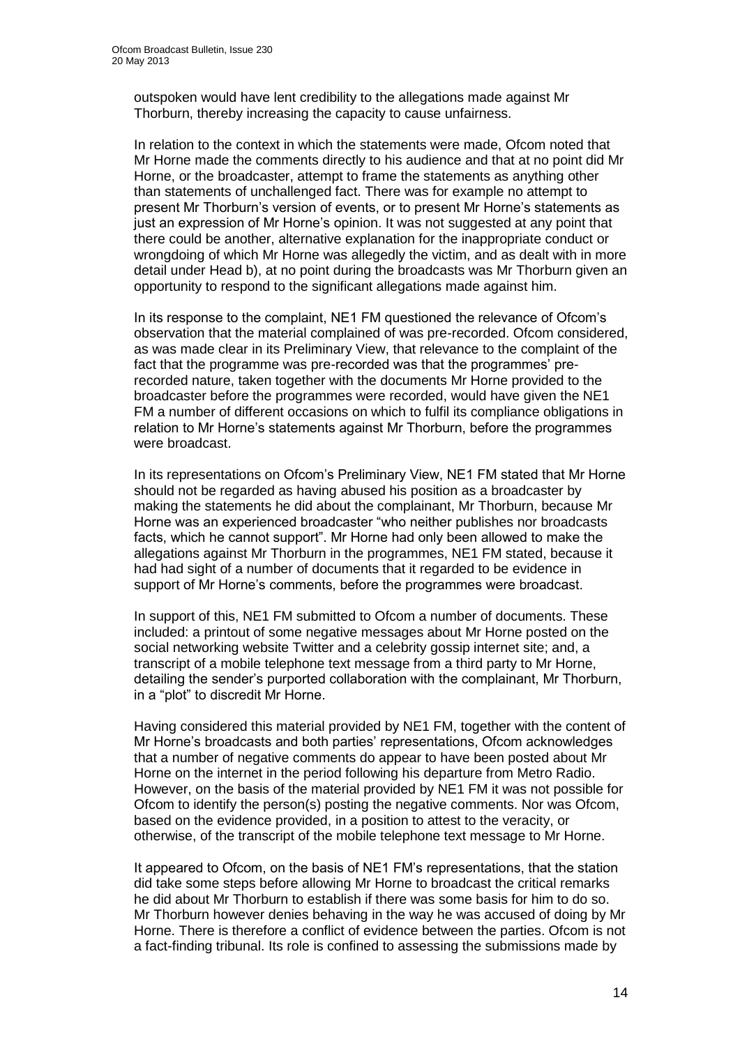outspoken would have lent credibility to the allegations made against Mr Thorburn, thereby increasing the capacity to cause unfairness.

In relation to the context in which the statements were made, Ofcom noted that Mr Horne made the comments directly to his audience and that at no point did Mr Horne, or the broadcaster, attempt to frame the statements as anything other than statements of unchallenged fact. There was for example no attempt to present Mr Thorburn's version of events, or to present Mr Horne's statements as just an expression of Mr Horne's opinion. It was not suggested at any point that there could be another, alternative explanation for the inappropriate conduct or wrongdoing of which Mr Horne was allegedly the victim, and as dealt with in more detail under Head b), at no point during the broadcasts was Mr Thorburn given an opportunity to respond to the significant allegations made against him.

In its response to the complaint, NE1 FM questioned the relevance of Ofcom's observation that the material complained of was pre-recorded. Ofcom considered, as was made clear in its Preliminary View, that relevance to the complaint of the fact that the programme was pre-recorded was that the programmes' pre-recorded nature, taken together with the documents Mr Horne provided to the broadcaster before the programmes were recorded, would have given the NE1 FM a number of different occasions on which to fulfil its compliance obligations in relation to Mr Horne's statements against Mr Thorburn, before the programmes were broadcast.

In its representations on Ofcom's Preliminary View, NE1 FM stated that Mr Horne should not be regarded as having abused his position as a broadcaster by making the statements he did about the complainant, Mr Thorburn, because Mr Horne was an experienced broadcaster "who neither publishes nor broadcasts facts, which he cannot support". Mr Horne had only been allowed to make the allegations against Mr Thorburn in the programmes, NE1 FM stated, because it had had sight of a number of documents that it regarded to be evidence in support of Mr Horne's comments, before the programmes were broadcast.

In support of this, NE1 FM submitted to Ofcom a number of documents. These included: a printout of some negative messages about Mr Horne posted on the social networking website Twitter and a celebrity gossip internet site; and, a transcript of a mobile telephone text message from a third party to Mr Horne, detailing the sender's purported collaboration with the complainant, Mr Thorburn, in a "plot" to discredit Mr Horne.

Having considered this material provided by NE1 FM, together with the content of Mr Horne's broadcasts and both parties' representations, Ofcom acknowledges that a number of negative comments do appear to have been posted about Mr Horne on the internet in the period following his departure from Metro Radio. However, on the basis of the material provided by NE1 FM it was not possible for Ofcom to identify the person(s) posting the negative comments. Nor was Ofcom, based on the evidence provided, in a position to attest to the veracity, or otherwise, of the transcript of the mobile telephone text message to Mr Horne.

It appeared to Ofcom, on the basis of NE1 FM's representations, that the station did take some steps before allowing Mr Horne to broadcast the critical remarks he did about Mr Thorburn to establish if there was some basis for him to do so. Mr Thorburn however denies behaving in the way he was accused of doing by Mr Horne. There is therefore a conflict of evidence between the parties. Ofcom is not a fact-finding tribunal. Its role is confined to assessing the submissions made by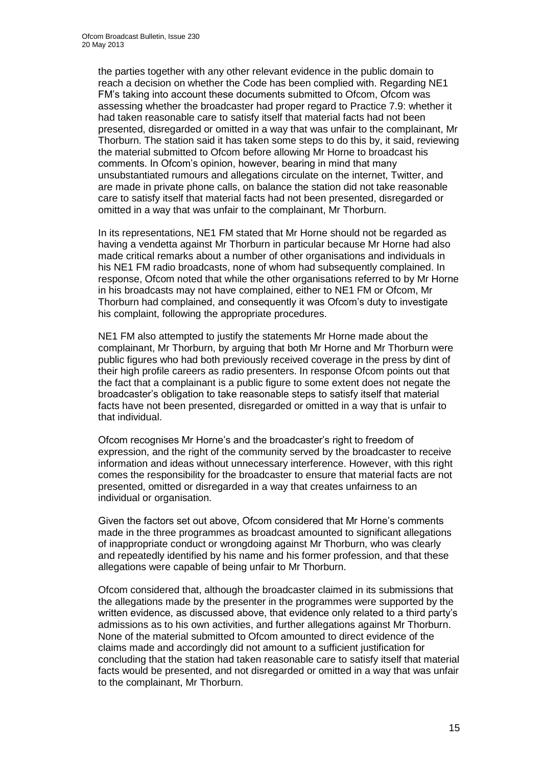the parties together with any other relevant evidence in the public domain to reach a decision on whether the Code has been complied with. Regarding NE1 FM's taking into account these documents submitted to Ofcom, Ofcom was assessing whether the broadcaster had proper regard to Practice 7.9: whether it had taken reasonable care to satisfy itself that material facts had not been presented, disregarded or omitted in a way that was unfair to the complainant, Mr Thorburn. The station said it has taken some steps to do this by, it said, reviewing the material submitted to Ofcom before allowing Mr Horne to broadcast his comments. In Ofcom's opinion, however, bearing in mind that many unsubstantiated rumours and allegations circulate on the internet, Twitter, and are made in private phone calls, on balance the station did not take reasonable care to satisfy itself that material facts had not been presented, disregarded or omitted in a way that was unfair to the complainant, Mr Thorburn.

In its representations, NE1 FM stated that Mr Horne should not be regarded as having a vendetta against Mr Thorburn in particular because Mr Horne had also made critical remarks about a number of other organisations and individuals in his NE1 FM radio broadcasts, none of whom had subsequently complained. In response, Ofcom noted that while the other organisations referred to by Mr Horne in his broadcasts may not have complained, either to NE1 FM or Ofcom, Mr Thorburn had complained, and consequently it was Ofcom's duty to investigate his complaint, following the appropriate procedures.

NE1 FM also attempted to justify the statements Mr Horne made about the complainant, Mr Thorburn, by arguing that both Mr Horne and Mr Thorburn were public figures who had both previously received coverage in the press by dint of their high profile careers as radio presenters. In response Ofcom points out that the fact that a complainant is a public figure to some extent does not negate the broadcaster's obligation to take reasonable steps to satisfy itself that material facts have not been presented, disregarded or omitted in a way that is unfair to that individual.

Ofcom recognises Mr Horne's and the broadcaster's right to freedom of expression, and the right of the community served by the broadcaster to receive information and ideas without unnecessary interference. However, with this right comes the responsibility for the broadcaster to ensure that material facts are not presented, omitted or disregarded in a way that creates unfairness to an individual or organisation.

Given the factors set out above, Ofcom considered that Mr Horne's comments made in the three programmes as broadcast amounted to significant allegations of inappropriate conduct or wrongdoing against Mr Thorburn, who was clearly and repeatedly identified by his name and his former profession, and that these allegations were capable of being unfair to Mr Thorburn.

Ofcom considered that, although the broadcaster claimed in its submissions that the allegations made by the presenter in the programmes were supported by the written evidence, as discussed above, that evidence only related to a third party's admissions as to his own activities, and further allegations against Mr Thorburn. None of the material submitted to Ofcom amounted to direct evidence of the claims made and accordingly did not amount to a sufficient justification for concluding that the station had taken reasonable care to satisfy itself that material facts would be presented, and not disregarded or omitted in a way that was unfair to the complainant, Mr Thorburn.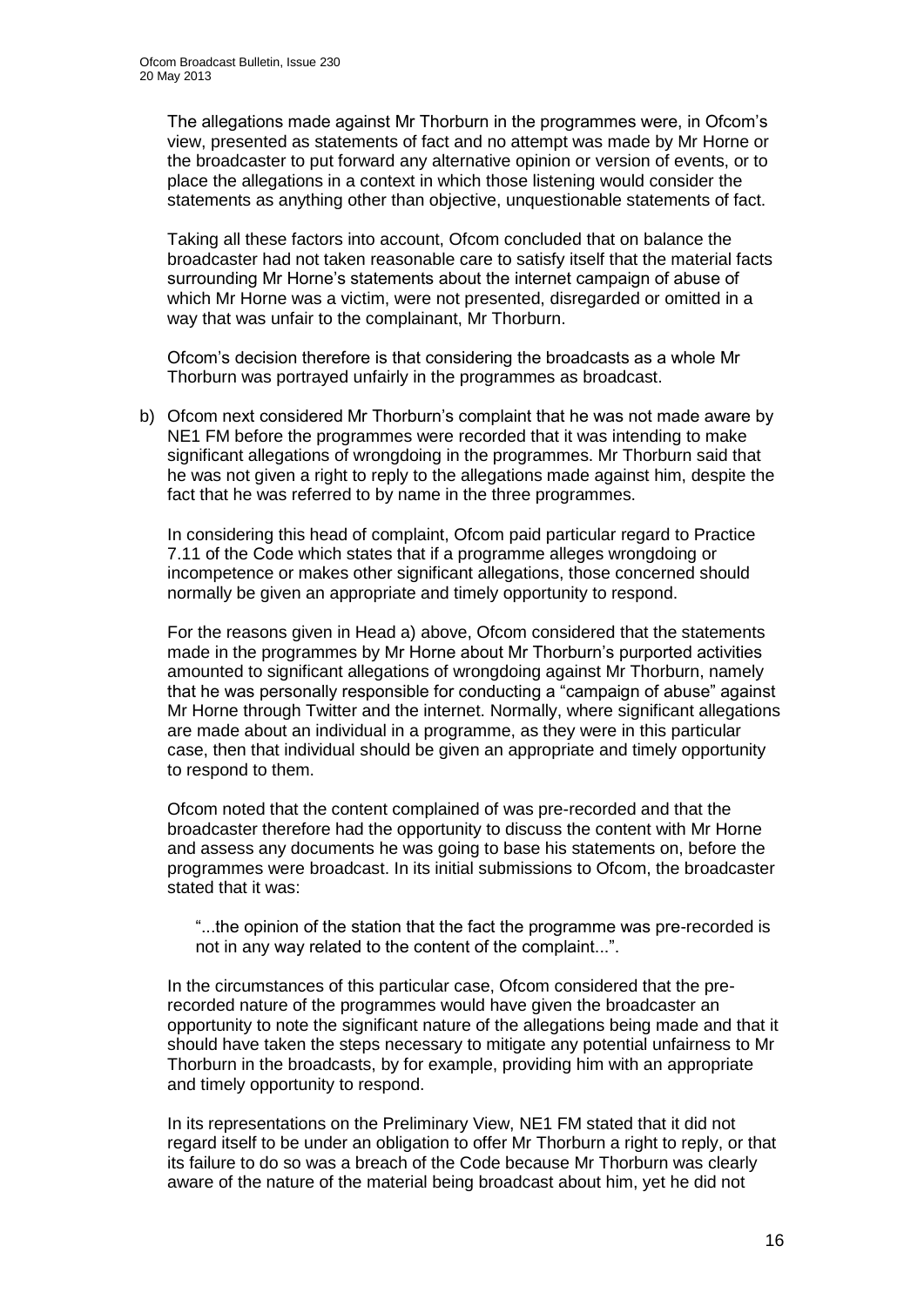The allegations made against Mr Thorburn in the programmes were, in Ofcom's view, presented as statements of fact and no attempt was made by Mr Horne or the broadcaster to put forward any alternative opinion or version of events, or to place the allegations in a context in which those listening would consider the statements as anything other than objective, unquestionable statements of fact.

Taking all these factors into account, Ofcom concluded that on balance the broadcaster had not taken reasonable care to satisfy itself that the material facts surrounding Mr Horne's statements about the internet campaign of abuse of which Mr Horne was a victim, were not presented, disregarded or omitted in a way that was unfair to the complainant, Mr Thorburn.

Ofcom's decision therefore is that considering the broadcasts as a whole Mr Thorburn was portrayed unfairly in the programmes as broadcast.

b) Ofcom next considered Mr Thorburn's complaint that he was not made aware by NE1 FM before the programmes were recorded that it was intending to make significant allegations of wrongdoing in the programmes. Mr Thorburn said that he was not given a right to reply to the allegations made against him, despite the fact that he was referred to by name in the three programmes.

   In considering this head of complaint, Ofcom paid particular regard to Practice 7.11 of the Code which states that if a programme alleges wrongdoing or incompetence or makes other significant allegations, those concerned should normally be given an appropriate and timely opportunity to respond.

   For the reasons given in Head a) above, Ofcom considered that the statements made in the programmes by Mr Horne about Mr Thorburn's purported activities amounted to significant allegations of wrongdoing against Mr Thorburn, namely that he was personally responsible for conducting a "campaign of abuse" against Mr Horne through Twitter and the internet. Normally, where significant allegations are made about an individual in a programme, as they were in this particular case, then that individual should be given an appropriate and timely opportunity to respond to them.

   Ofcom noted that the content complained of was pre-recorded and that the broadcaster therefore had the opportunity to discuss the content with Mr Horne and assess any documents he was going to base his statements on, before the programmes were broadcast. In its initial submissions to Ofcom, the broadcaster stated that it was:

   > "...the opinion of the station that the fact the programme was pre-recorded is not in any way related to the content of the complaint...".

   In the circumstances of this particular case, Ofcom considered that the pre-recorded nature of the programmes would have given the broadcaster an opportunity to note the significant nature of the allegations being made and that it should have taken the steps necessary to mitigate any potential unfairness to Mr Thorburn in the broadcasts, by for example, providing him with an appropriate and timely opportunity to respond.

   In its representations on the Preliminary View, NE1 FM stated that it did not regard itself to be under an obligation to offer Mr Thorburn a right to reply, or that its failure to do so was a breach of the Code because Mr Thorburn was clearly aware of the nature of the material being broadcast about him, yet he did not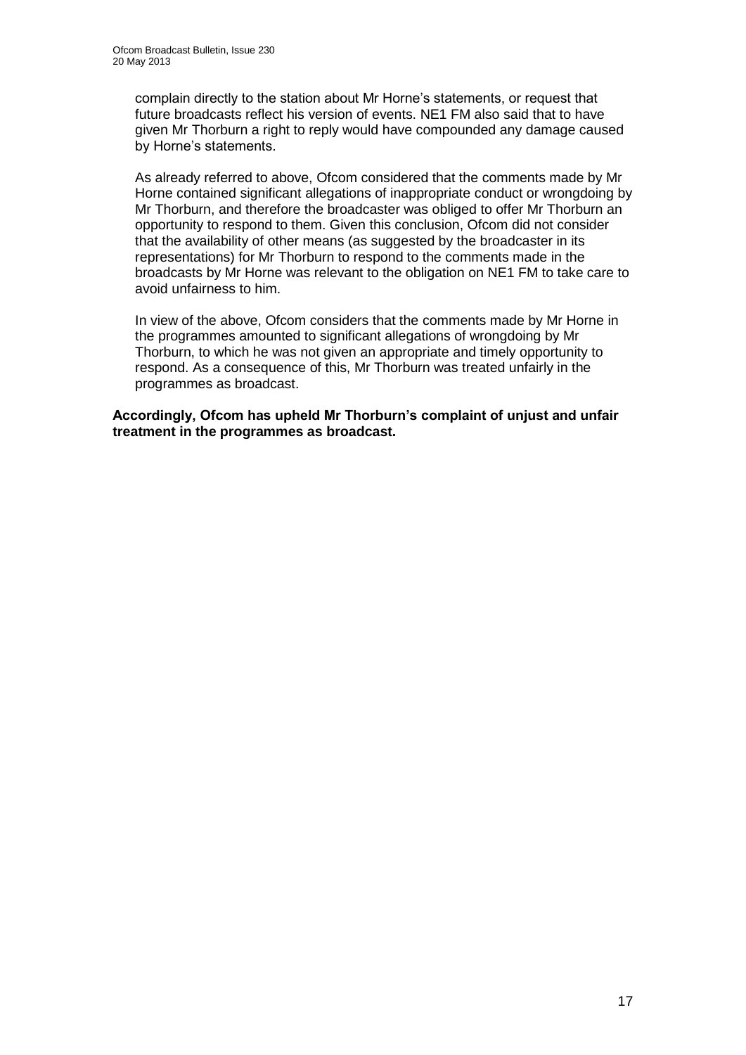complain directly to the station about Mr Horne's statements, or request that future broadcasts reflect his version of events. NE1 FM also said that to have given Mr Thorburn a right to reply would have compounded any damage caused by Horne's statements.

As already referred to above, Ofcom considered that the comments made by Mr Horne contained significant allegations of inappropriate conduct or wrongdoing by Mr Thorburn, and therefore the broadcaster was obliged to offer Mr Thorburn an opportunity to respond to them. Given this conclusion, Ofcom did not consider that the availability of other means (as suggested by the broadcaster in its representations) for Mr Thorburn to respond to the comments made in the broadcasts by Mr Horne was relevant to the obligation on NE1 FM to take care to avoid unfairness to him.

In view of the above, Ofcom considers that the comments made by Mr Horne in the programmes amounted to significant allegations of wrongdoing by Mr Thorburn, to which he was not given an appropriate and timely opportunity to respond. As a consequence of this, Mr Thorburn was treated unfairly in the programmes as broadcast.

**Accordingly, Ofcom has upheld Mr Thorburn's complaint of unjust and unfair treatment in the programmes as broadcast.**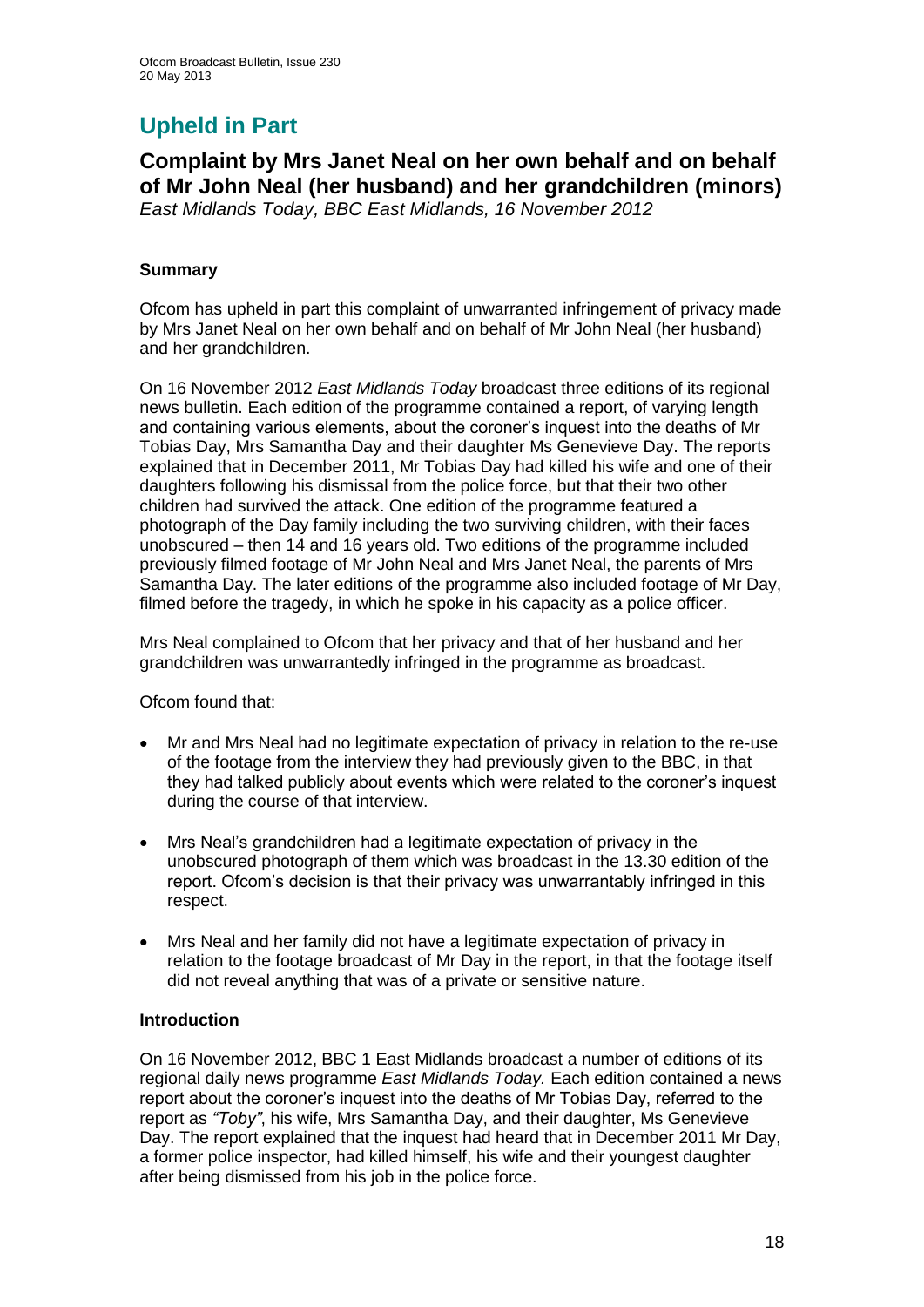# Upheld in Part

## Complaint by Mrs Janet Neal on her own behalf and on behalf of Mr John Neal (her husband) and her grandchildren (minors)

*East Midlands Today, BBC East Midlands, 16 November 2012*

---

### Summary

Ofcom has upheld in part this complaint of unwarranted infringement of privacy made by Mrs Janet Neal on her own behalf and on behalf of Mr John Neal (her husband) and her grandchildren.

On 16 November 2012 *East Midlands Today* broadcast three editions of its regional news bulletin. Each edition of the programme contained a report, of varying length and containing various elements, about the coroner's inquest into the deaths of Mr Tobias Day, Mrs Samantha Day and their daughter Ms Genevieve Day. The reports explained that in December 2011, Mr Tobias Day had killed his wife and one of their daughters following his dismissal from the police force, but that their two other children had survived the attack. One edition of the programme featured a photograph of the Day family including the two surviving children, with their faces unobscured – then 14 and 16 years old. Two editions of the programme included previously filmed footage of Mr John Neal and Mrs Janet Neal, the parents of Mrs Samantha Day. The later editions of the programme also included footage of Mr Day, filmed before the tragedy, in which he spoke in his capacity as a police officer.

Mrs Neal complained to Ofcom that her privacy and that of her husband and her grandchildren was unwarrantedly infringed in the programme as broadcast.

Ofcom found that:

- Mr and Mrs Neal had no legitimate expectation of privacy in relation to the re-use of the footage from the interview they had previously given to the BBC, in that they had talked publicly about events which were related to the coroner's inquest during the course of that interview.
- Mrs Neal's grandchildren had a legitimate expectation of privacy in the unobscured photograph of them which was broadcast in the 13.30 edition of the report. Ofcom's decision is that their privacy was unwarrantably infringed in this respect.
- Mrs Neal and her family did not have a legitimate expectation of privacy in relation to the footage broadcast of Mr Day in the report, in that the footage itself did not reveal anything that was of a private or sensitive nature.

### Introduction

On 16 November 2012, BBC 1 East Midlands broadcast a number of editions of its regional daily news programme *East Midlands Today.* Each edition contained a news report about the coroner's inquest into the deaths of Mr Tobias Day, referred to the report as *"Toby"*, his wife, Mrs Samantha Day, and their daughter, Ms Genevieve Day. The report explained that the inquest had heard that in December 2011 Mr Day, a former police inspector, had killed himself, his wife and their youngest daughter after being dismissed from his job in the police force.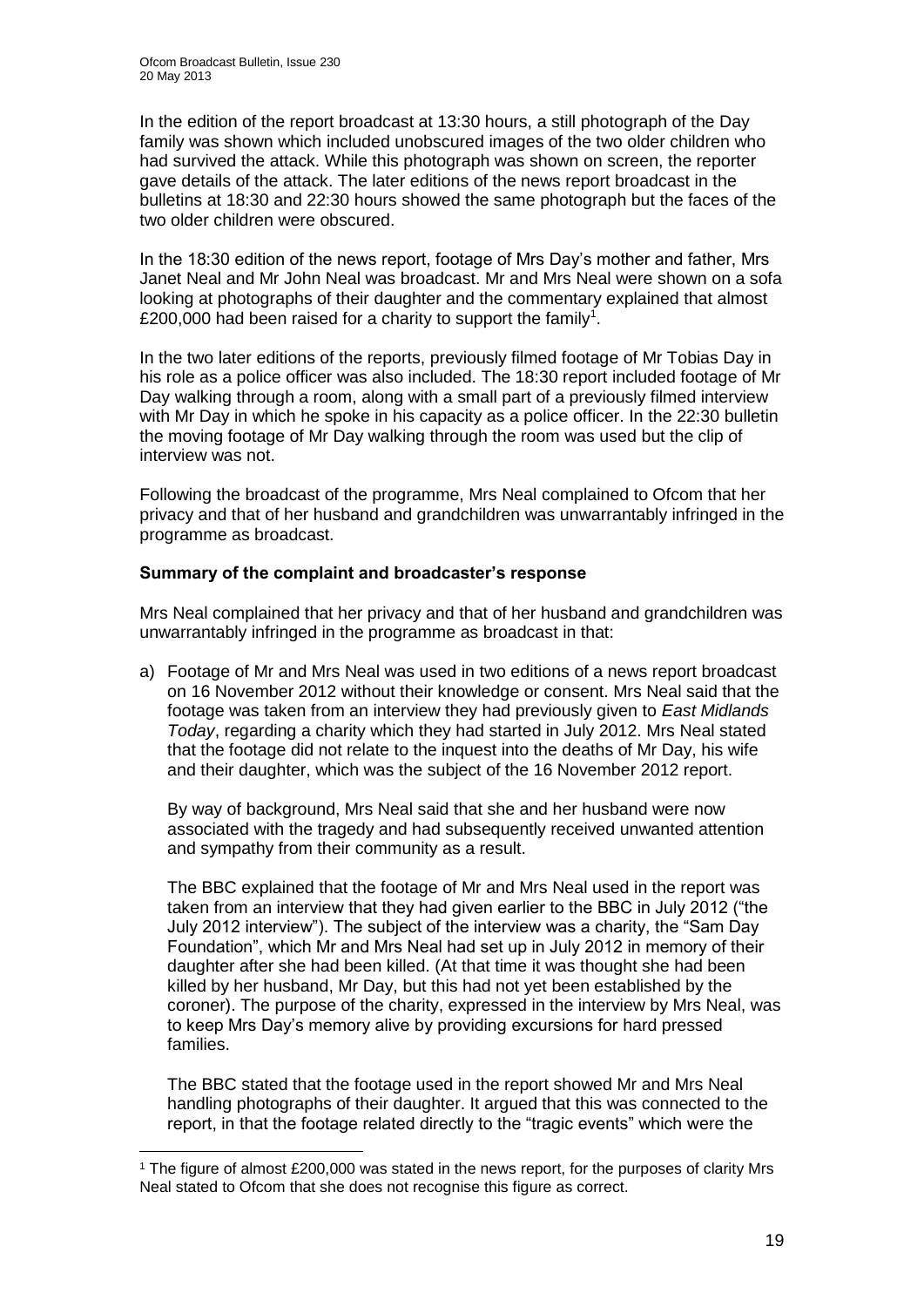In the edition of the report broadcast at 13:30 hours, a still photograph of the Day family was shown which included unobscured images of the two older children who had survived the attack. While this photograph was shown on screen, the reporter gave details of the attack. The later editions of the news report broadcast in the bulletins at 18:30 and 22:30 hours showed the same photograph but the faces of the two older children were obscured.

In the 18:30 edition of the news report, footage of Mrs Day's mother and father, Mrs Janet Neal and Mr John Neal was broadcast. Mr and Mrs Neal were shown on a sofa looking at photographs of their daughter and the commentary explained that almost £200,000 had been raised for a charity to support the family[1].

In the two later editions of the reports, previously filmed footage of Mr Tobias Day in his role as a police officer was also included. The 18:30 report included footage of Mr Day walking through a room, along with a small part of a previously filmed interview with Mr Day in which he spoke in his capacity as a police officer. In the 22:30 bulletin the moving footage of Mr Day walking through the room was used but the clip of interview was not.

Following the broadcast of the programme, Mrs Neal complained to Ofcom that her privacy and that of her husband and grandchildren was unwarrantably infringed in the programme as broadcast.

## Summary of the complaint and broadcaster's response

Mrs Neal complained that her privacy and that of her husband and grandchildren was unwarrantably infringed in the programme as broadcast in that:

a) Footage of Mr and Mrs Neal was used in two editions of a news report broadcast on 16 November 2012 without their knowledge or consent. Mrs Neal said that the footage was taken from an interview they had previously given to *East Midlands Today*, regarding a charity which they had started in July 2012. Mrs Neal stated that the footage did not relate to the inquest into the deaths of Mr Day, his wife and their daughter, which was the subject of the 16 November 2012 report.

   By way of background, Mrs Neal said that she and her husband were now associated with the tragedy and had subsequently received unwanted attention and sympathy from their community as a result.

   The BBC explained that the footage of Mr and Mrs Neal used in the report was taken from an interview that they had given earlier to the BBC in July 2012 ("the July 2012 interview"). The subject of the interview was a charity, the "Sam Day Foundation", which Mr and Mrs Neal had set up in July 2012 in memory of their daughter after she had been killed. (At that time it was thought she had been killed by her husband, Mr Day, but this had not yet been established by the coroner). The purpose of the charity, expressed in the interview by Mrs Neal, was to keep Mrs Day's memory alive by providing excursions for hard pressed families.

   The BBC stated that the footage used in the report showed Mr and Mrs Neal handling photographs of their daughter. It argued that this was connected to the report, in that the footage related directly to the "tragic events" which were the

[1] The figure of almost £200,000 was stated in the news report, for the purposes of clarity Mrs Neal stated to Ofcom that she does not recognise this figure as correct.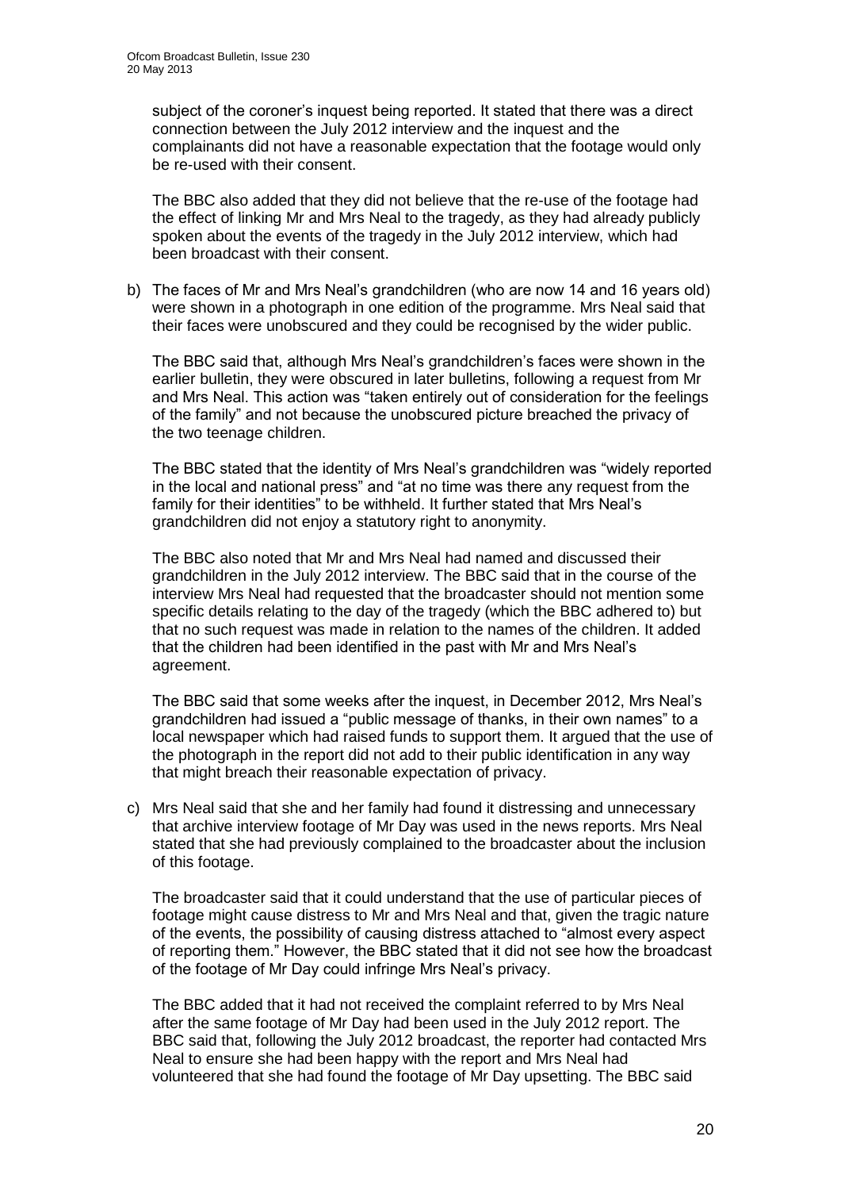subject of the coroner's inquest being reported. It stated that there was a direct connection between the July 2012 interview and the inquest and the complainants did not have a reasonable expectation that the footage would only be re-used with their consent.

The BBC also added that they did not believe that the re-use of the footage had the effect of linking Mr and Mrs Neal to the tragedy, as they had already publicly spoken about the events of the tragedy in the July 2012 interview, which had been broadcast with their consent.

b) The faces of Mr and Mrs Neal's grandchildren (who are now 14 and 16 years old) were shown in a photograph in one edition of the programme. Mrs Neal said that their faces were unobscured and they could be recognised by the wider public.

   The BBC said that, although Mrs Neal's grandchildren's faces were shown in the earlier bulletin, they were obscured in later bulletins, following a request from Mr and Mrs Neal. This action was "taken entirely out of consideration for the feelings of the family" and not because the unobscured picture breached the privacy of the two teenage children.

   The BBC stated that the identity of Mrs Neal's grandchildren was "widely reported in the local and national press" and "at no time was there any request from the family for their identities" to be withheld. It further stated that Mrs Neal's grandchildren did not enjoy a statutory right to anonymity.

   The BBC also noted that Mr and Mrs Neal had named and discussed their grandchildren in the July 2012 interview. The BBC said that in the course of the interview Mrs Neal had requested that the broadcaster should not mention some specific details relating to the day of the tragedy (which the BBC adhered to) but that no such request was made in relation to the names of the children. It added that the children had been identified in the past with Mr and Mrs Neal's agreement.

   The BBC said that some weeks after the inquest, in December 2012, Mrs Neal's grandchildren had issued a "public message of thanks, in their own names" to a local newspaper which had raised funds to support them. It argued that the use of the photograph in the report did not add to their public identification in any way that might breach their reasonable expectation of privacy.

c) Mrs Neal said that she and her family had found it distressing and unnecessary that archive interview footage of Mr Day was used in the news reports. Mrs Neal stated that she had previously complained to the broadcaster about the inclusion of this footage.

   The broadcaster said that it could understand that the use of particular pieces of footage might cause distress to Mr and Mrs Neal and that, given the tragic nature of the events, the possibility of causing distress attached to "almost every aspect of reporting them." However, the BBC stated that it did not see how the broadcast of the footage of Mr Day could infringe Mrs Neal's privacy.

   The BBC added that it had not received the complaint referred to by Mrs Neal after the same footage of Mr Day had been used in the July 2012 report. The BBC said that, following the July 2012 broadcast, the reporter had contacted Mrs Neal to ensure she had been happy with the report and Mrs Neal had volunteered that she had found the footage of Mr Day upsetting. The BBC said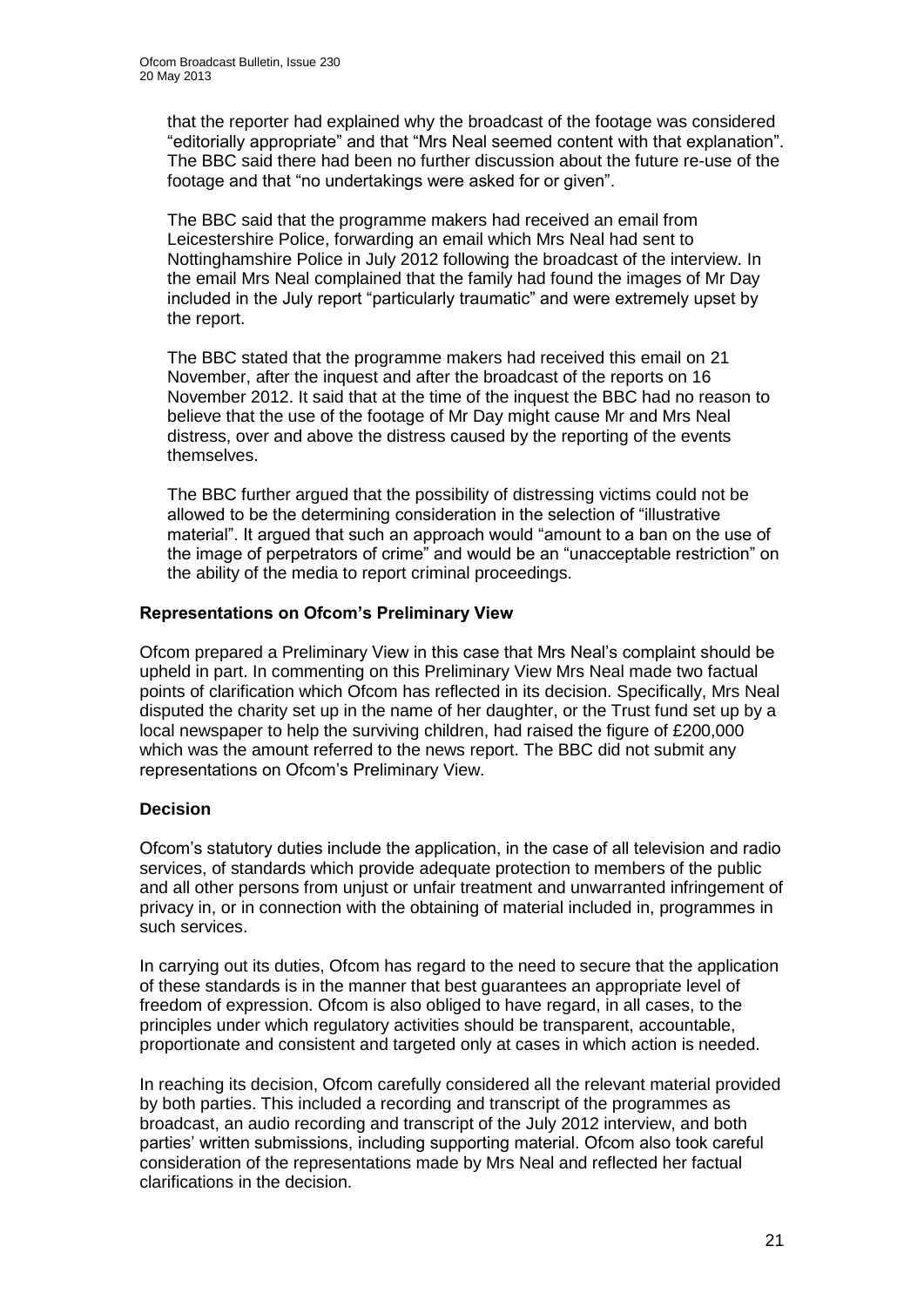that the reporter had explained why the broadcast of the footage was considered "editorially appropriate" and that "Mrs Neal seemed content with that explanation". The BBC said there had been no further discussion about the future re-use of the footage and that "no undertakings were asked for or given".

The BBC said that the programme makers had received an email from Leicestershire Police, forwarding an email which Mrs Neal had sent to Nottinghamshire Police in July 2012 following the broadcast of the interview. In the email Mrs Neal complained that the family had found the images of Mr Day included in the July report "particularly traumatic" and were extremely upset by the report.

The BBC stated that the programme makers had received this email on 21 November, after the inquest and after the broadcast of the reports on 16 November 2012. It said that at the time of the inquest the BBC had no reason to believe that the use of the footage of Mr Day might cause Mr and Mrs Neal distress, over and above the distress caused by the reporting of the events themselves.

The BBC further argued that the possibility of distressing victims could not be allowed to be the determining consideration in the selection of "illustrative material". It argued that such an approach would "amount to a ban on the use of the image of perpetrators of crime" and would be an "unacceptable restriction" on the ability of the media to report criminal proceedings.

**Representations on Ofcom's Preliminary View**

Ofcom prepared a Preliminary View in this case that Mrs Neal's complaint should be upheld in part. In commenting on this Preliminary View Mrs Neal made two factual points of clarification which Ofcom has reflected in its decision. Specifically, Mrs Neal disputed the charity set up in the name of her daughter, or the Trust fund set up by a local newspaper to help the surviving children, had raised the figure of £200,000 which was the amount referred to the news report. The BBC did not submit any representations on Ofcom's Preliminary View.

**Decision**

Ofcom's statutory duties include the application, in the case of all television and radio services, of standards which provide adequate protection to members of the public and all other persons from unjust or unfair treatment and unwarranted infringement of privacy in, or in connection with the obtaining of material included in, programmes in such services.

In carrying out its duties, Ofcom has regard to the need to secure that the application of these standards is in the manner that best guarantees an appropriate level of freedom of expression. Ofcom is also obliged to have regard, in all cases, to the principles under which regulatory activities should be transparent, accountable, proportionate and consistent and targeted only at cases in which action is needed.

In reaching its decision, Ofcom carefully considered all the relevant material provided by both parties. This included a recording and transcript of the programmes as broadcast, an audio recording and transcript of the July 2012 interview, and both parties' written submissions, including supporting material. Ofcom also took careful consideration of the representations made by Mrs Neal and reflected her factual clarifications in the decision.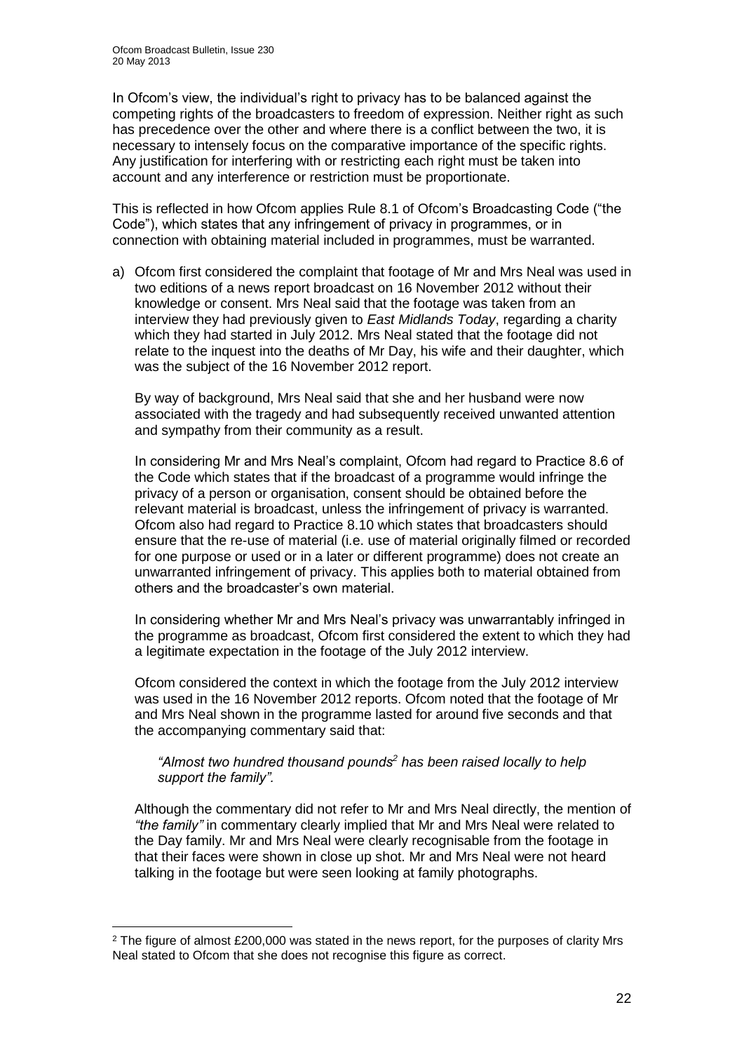In Ofcom's view, the individual's right to privacy has to be balanced against the competing rights of the broadcasters to freedom of expression. Neither right as such has precedence over the other and where there is a conflict between the two, it is necessary to intensely focus on the comparative importance of the specific rights. Any justification for interfering with or restricting each right must be taken into account and any interference or restriction must be proportionate.

This is reflected in how Ofcom applies Rule 8.1 of Ofcom's Broadcasting Code ("the Code"), which states that any infringement of privacy in programmes, or in connection with obtaining material included in programmes, must be warranted.

a) Ofcom first considered the complaint that footage of Mr and Mrs Neal was used in two editions of a news report broadcast on 16 November 2012 without their knowledge or consent. Mrs Neal said that the footage was taken from an interview they had previously given to *East Midlands Today*, regarding a charity which they had started in July 2012. Mrs Neal stated that the footage did not relate to the inquest into the deaths of Mr Day, his wife and their daughter, which was the subject of the 16 November 2012 report.

   By way of background, Mrs Neal said that she and her husband were now associated with the tragedy and had subsequently received unwanted attention and sympathy from their community as a result.

   In considering Mr and Mrs Neal's complaint, Ofcom had regard to Practice 8.6 of the Code which states that if the broadcast of a programme would infringe the privacy of a person or organisation, consent should be obtained before the relevant material is broadcast, unless the infringement of privacy is warranted. Ofcom also had regard to Practice 8.10 which states that broadcasters should ensure that the re-use of material (i.e. use of material originally filmed or recorded for one purpose or used or in a later or different programme) does not create an unwarranted infringement of privacy. This applies both to material obtained from others and the broadcaster's own material.

   In considering whether Mr and Mrs Neal's privacy was unwarrantably infringed in the programme as broadcast, Ofcom first considered the extent to which they had a legitimate expectation in the footage of the July 2012 interview.

   Ofcom considered the context in which the footage from the July 2012 interview was used in the 16 November 2012 reports. Ofcom noted that the footage of Mr and Mrs Neal shown in the programme lasted for around five seconds and that the accompanying commentary said that:

   > *"Almost two hundred thousand pounds[2] has been raised locally to help support the family".*

   Although the commentary did not refer to Mr and Mrs Neal directly, the mention of *"the family"* in commentary clearly implied that Mr and Mrs Neal were related to the Day family. Mr and Mrs Neal were clearly recognisable from the footage in that their faces were shown in close up shot. Mr and Mrs Neal were not heard talking in the footage but were seen looking at family photographs.

---

[2] The figure of almost £200,000 was stated in the news report, for the purposes of clarity Mrs Neal stated to Ofcom that she does not recognise this figure as correct.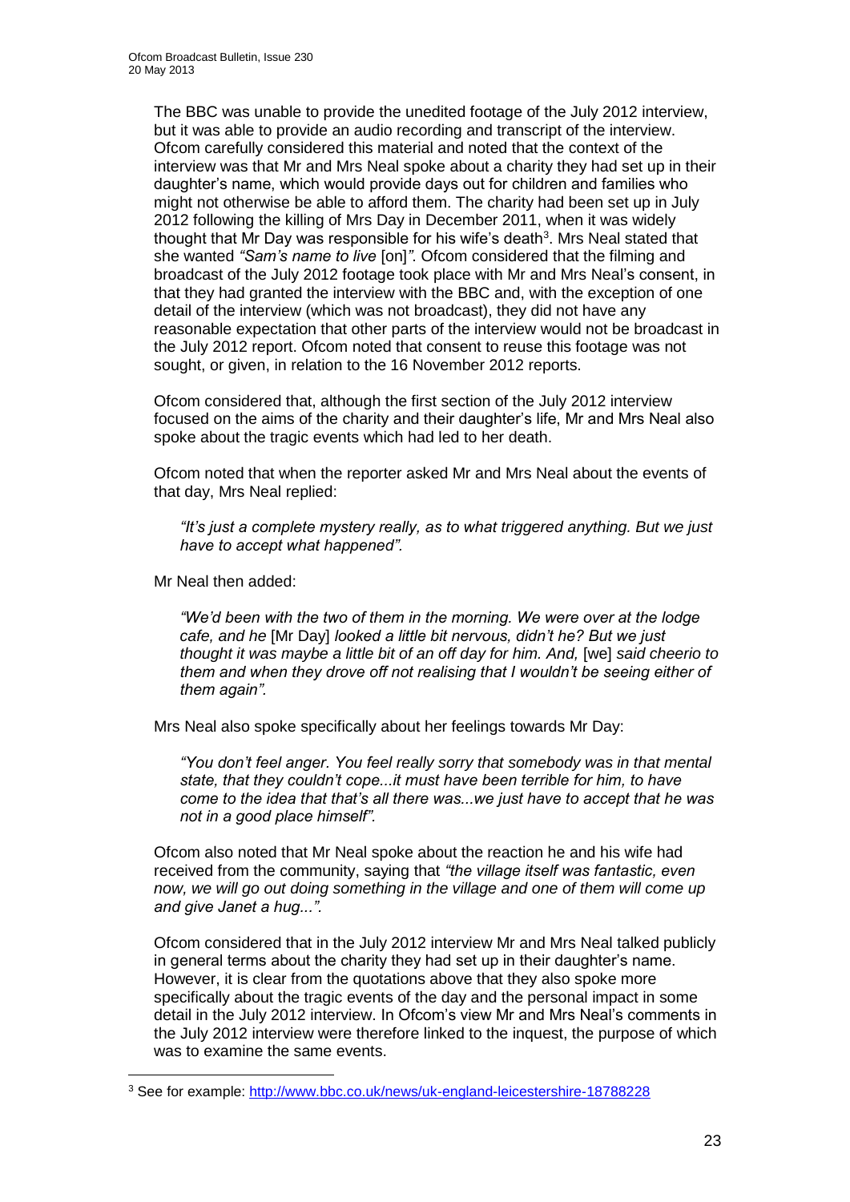The BBC was unable to provide the unedited footage of the July 2012 interview, but it was able to provide an audio recording and transcript of the interview. Ofcom carefully considered this material and noted that the context of the interview was that Mr and Mrs Neal spoke about a charity they had set up in their daughter's name, which would provide days out for children and families who might not otherwise be able to afford them. The charity had been set up in July 2012 following the killing of Mrs Day in December 2011, when it was widely thought that Mr Day was responsible for his wife's death[3]. Mrs Neal stated that she wanted *"Sam's name to live* [on]*"*. Ofcom considered that the filming and broadcast of the July 2012 footage took place with Mr and Mrs Neal's consent, in that they had granted the interview with the BBC and, with the exception of one detail of the interview (which was not broadcast), they did not have any reasonable expectation that other parts of the interview would not be broadcast in the July 2012 report. Ofcom noted that consent to reuse this footage was not sought, or given, in relation to the 16 November 2012 reports.

Ofcom considered that, although the first section of the July 2012 interview focused on the aims of the charity and their daughter's life, Mr and Mrs Neal also spoke about the tragic events which had led to her death.

Ofcom noted that when the reporter asked Mr and Mrs Neal about the events of that day, Mrs Neal replied:

> *"It's just a complete mystery really, as to what triggered anything. But we just have to accept what happened".*

Mr Neal then added:

> *"We'd been with the two of them in the morning. We were over at the lodge cafe, and he* [Mr Day] *looked a little bit nervous, didn't he? But we just thought it was maybe a little bit of an off day for him. And,* [we] *said cheerio to them and when they drove off not realising that I wouldn't be seeing either of them again".*

Mrs Neal also spoke specifically about her feelings towards Mr Day:

> *"You don't feel anger. You feel really sorry that somebody was in that mental state, that they couldn't cope...it must have been terrible for him, to have come to the idea that that's all there was...we just have to accept that he was not in a good place himself".*

Ofcom also noted that Mr Neal spoke about the reaction he and his wife had received from the community, saying that *"the village itself was fantastic, even now, we will go out doing something in the village and one of them will come up and give Janet a hug...".*

Ofcom considered that in the July 2012 interview Mr and Mrs Neal talked publicly in general terms about the charity they had set up in their daughter's name. However, it is clear from the quotations above that they also spoke more specifically about the tragic events of the day and the personal impact in some detail in the July 2012 interview. In Ofcom's view Mr and Mrs Neal's comments in the July 2012 interview were therefore linked to the inquest, the purpose of which was to examine the same events.

[3] See for example: http://www.bbc.co.uk/news/uk-england-leicestershire-18788228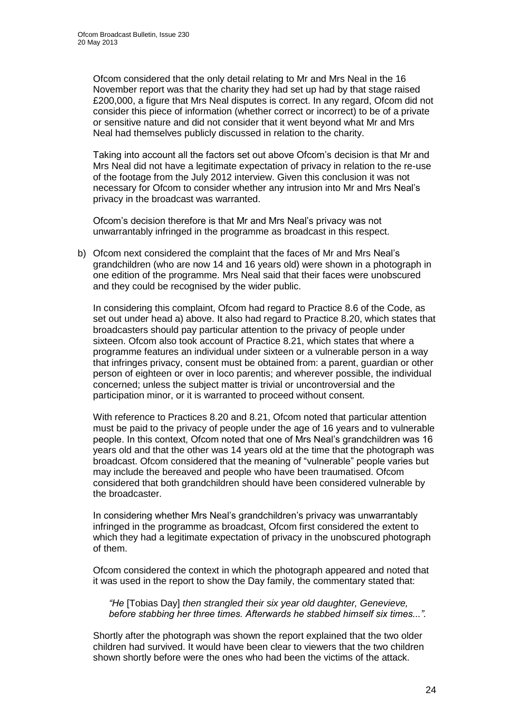Ofcom considered that the only detail relating to Mr and Mrs Neal in the 16 November report was that the charity they had set up had by that stage raised £200,000, a figure that Mrs Neal disputes is correct. In any regard, Ofcom did not consider this piece of information (whether correct or incorrect) to be of a private or sensitive nature and did not consider that it went beyond what Mr and Mrs Neal had themselves publicly discussed in relation to the charity.

Taking into account all the factors set out above Ofcom's decision is that Mr and Mrs Neal did not have a legitimate expectation of privacy in relation to the re-use of the footage from the July 2012 interview. Given this conclusion it was not necessary for Ofcom to consider whether any intrusion into Mr and Mrs Neal's privacy in the broadcast was warranted.

Ofcom's decision therefore is that Mr and Mrs Neal's privacy was not unwarrantably infringed in the programme as broadcast in this respect.

b) Ofcom next considered the complaint that the faces of Mr and Mrs Neal's grandchildren (who are now 14 and 16 years old) were shown in a photograph in one edition of the programme. Mrs Neal said that their faces were unobscured and they could be recognised by the wider public.

In considering this complaint, Ofcom had regard to Practice 8.6 of the Code, as set out under head a) above. It also had regard to Practice 8.20, which states that broadcasters should pay particular attention to the privacy of people under sixteen. Ofcom also took account of Practice 8.21, which states that where a programme features an individual under sixteen or a vulnerable person in a way that infringes privacy, consent must be obtained from: a parent, guardian or other person of eighteen or over in loco parentis; and wherever possible, the individual concerned; unless the subject matter is trivial or uncontroversial and the participation minor, or it is warranted to proceed without consent.

With reference to Practices 8.20 and 8.21, Ofcom noted that particular attention must be paid to the privacy of people under the age of 16 years and to vulnerable people. In this context, Ofcom noted that one of Mrs Neal's grandchildren was 16 years old and that the other was 14 years old at the time that the photograph was broadcast. Ofcom considered that the meaning of "vulnerable" people varies but may include the bereaved and people who have been traumatised. Ofcom considered that both grandchildren should have been considered vulnerable by the broadcaster.

In considering whether Mrs Neal's grandchildren's privacy was unwarrantably infringed in the programme as broadcast, Ofcom first considered the extent to which they had a legitimate expectation of privacy in the unobscured photograph of them.

Ofcom considered the context in which the photograph appeared and noted that it was used in the report to show the Day family, the commentary stated that:

> *"He* [Tobias Day] *then strangled their six year old daughter, Genevieve, before stabbing her three times. Afterwards he stabbed himself six times...".*

Shortly after the photograph was shown the report explained that the two older children had survived. It would have been clear to viewers that the two children shown shortly before were the ones who had been the victims of the attack.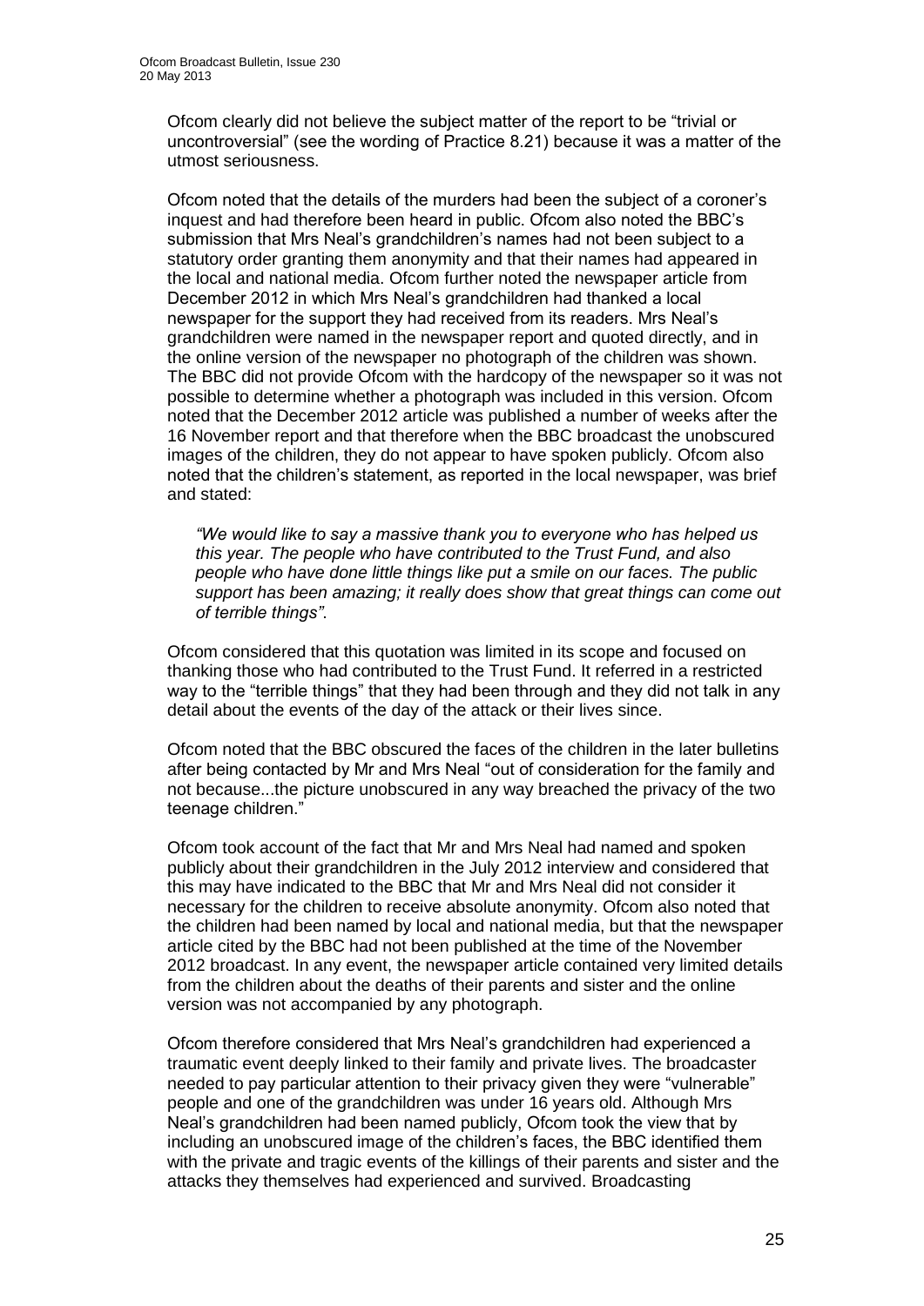Ofcom clearly did not believe the subject matter of the report to be "trivial or uncontroversial" (see the wording of Practice 8.21) because it was a matter of the utmost seriousness.

Ofcom noted that the details of the murders had been the subject of a coroner's inquest and had therefore been heard in public. Ofcom also noted the BBC's submission that Mrs Neal's grandchildren's names had not been subject to a statutory order granting them anonymity and that their names had appeared in the local and national media. Ofcom further noted the newspaper article from December 2012 in which Mrs Neal's grandchildren had thanked a local newspaper for the support they had received from its readers. Mrs Neal's grandchildren were named in the newspaper report and quoted directly, and in the online version of the newspaper no photograph of the children was shown. The BBC did not provide Ofcom with the hardcopy of the newspaper so it was not possible to determine whether a photograph was included in this version. Ofcom noted that the December 2012 article was published a number of weeks after the 16 November report and that therefore when the BBC broadcast the unobscured images of the children, they do not appear to have spoken publicly. Ofcom also noted that the children's statement, as reported in the local newspaper, was brief and stated:

> *"We would like to say a massive thank you to everyone who has helped us this year. The people who have contributed to the Trust Fund, and also people who have done little things like put a smile on our faces. The public support has been amazing; it really does show that great things can come out of terrible things"*.

Ofcom considered that this quotation was limited in its scope and focused on thanking those who had contributed to the Trust Fund. It referred in a restricted way to the "terrible things" that they had been through and they did not talk in any detail about the events of the day of the attack or their lives since.

Ofcom noted that the BBC obscured the faces of the children in the later bulletins after being contacted by Mr and Mrs Neal "out of consideration for the family and not because...the picture unobscured in any way breached the privacy of the two teenage children."

Ofcom took account of the fact that Mr and Mrs Neal had named and spoken publicly about their grandchildren in the July 2012 interview and considered that this may have indicated to the BBC that Mr and Mrs Neal did not consider it necessary for the children to receive absolute anonymity. Ofcom also noted that the children had been named by local and national media, but that the newspaper article cited by the BBC had not been published at the time of the November 2012 broadcast. In any event, the newspaper article contained very limited details from the children about the deaths of their parents and sister and the online version was not accompanied by any photograph.

Ofcom therefore considered that Mrs Neal's grandchildren had experienced a traumatic event deeply linked to their family and private lives. The broadcaster needed to pay particular attention to their privacy given they were "vulnerable" people and one of the grandchildren was under 16 years old. Although Mrs Neal's grandchildren had been named publicly, Ofcom took the view that by including an unobscured image of the children's faces, the BBC identified them with the private and tragic events of the killings of their parents and sister and the attacks they themselves had experienced and survived. Broadcasting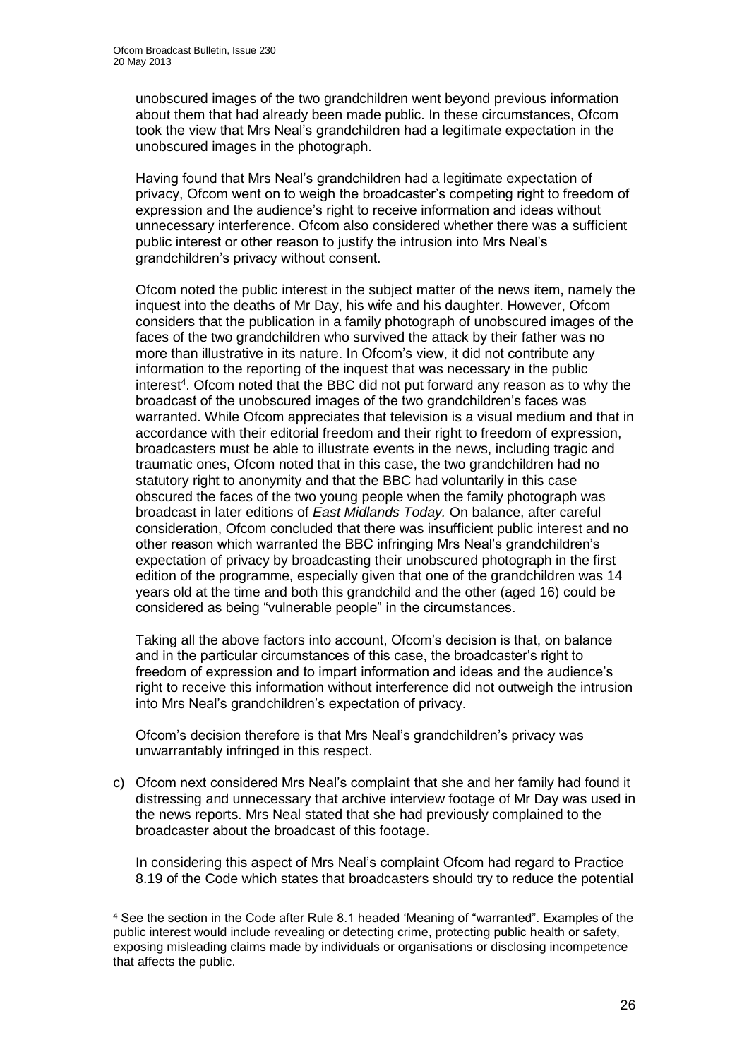unobscured images of the two grandchildren went beyond previous information about them that had already been made public. In these circumstances, Ofcom took the view that Mrs Neal's grandchildren had a legitimate expectation in the unobscured images in the photograph.

Having found that Mrs Neal's grandchildren had a legitimate expectation of privacy, Ofcom went on to weigh the broadcaster's competing right to freedom of expression and the audience's right to receive information and ideas without unnecessary interference. Ofcom also considered whether there was a sufficient public interest or other reason to justify the intrusion into Mrs Neal's grandchildren's privacy without consent.

Ofcom noted the public interest in the subject matter of the news item, namely the inquest into the deaths of Mr Day, his wife and his daughter. However, Ofcom considers that the publication in a family photograph of unobscured images of the faces of the two grandchildren who survived the attack by their father was no more than illustrative in its nature. In Ofcom's view, it did not contribute any information to the reporting of the inquest that was necessary in the public interest[4]. Ofcom noted that the BBC did not put forward any reason as to why the broadcast of the unobscured images of the two grandchildren's faces was warranted. While Ofcom appreciates that television is a visual medium and that in accordance with their editorial freedom and their right to freedom of expression, broadcasters must be able to illustrate events in the news, including tragic and traumatic ones, Ofcom noted that in this case, the two grandchildren had no statutory right to anonymity and that the BBC had voluntarily in this case obscured the faces of the two young people when the family photograph was broadcast in later editions of *East Midlands Today.* On balance, after careful consideration, Ofcom concluded that there was insufficient public interest and no other reason which warranted the BBC infringing Mrs Neal's grandchildren's expectation of privacy by broadcasting their unobscured photograph in the first edition of the programme, especially given that one of the grandchildren was 14 years old at the time and both this grandchild and the other (aged 16) could be considered as being "vulnerable people" in the circumstances.

Taking all the above factors into account, Ofcom's decision is that, on balance and in the particular circumstances of this case, the broadcaster's right to freedom of expression and to impart information and ideas and the audience's right to receive this information without interference did not outweigh the intrusion into Mrs Neal's grandchildren's expectation of privacy.

Ofcom's decision therefore is that Mrs Neal's grandchildren's privacy was unwarrantably infringed in this respect.

c) Ofcom next considered Mrs Neal's complaint that she and her family had found it distressing and unnecessary that archive interview footage of Mr Day was used in the news reports. Mrs Neal stated that she had previously complained to the broadcaster about the broadcast of this footage.

   In considering this aspect of Mrs Neal's complaint Ofcom had regard to Practice 8.19 of the Code which states that broadcasters should try to reduce the potential

---

[4] See the section in the Code after Rule 8.1 headed 'Meaning of "warranted". Examples of the public interest would include revealing or detecting crime, protecting public health or safety, exposing misleading claims made by individuals or organisations or disclosing incompetence that affects the public.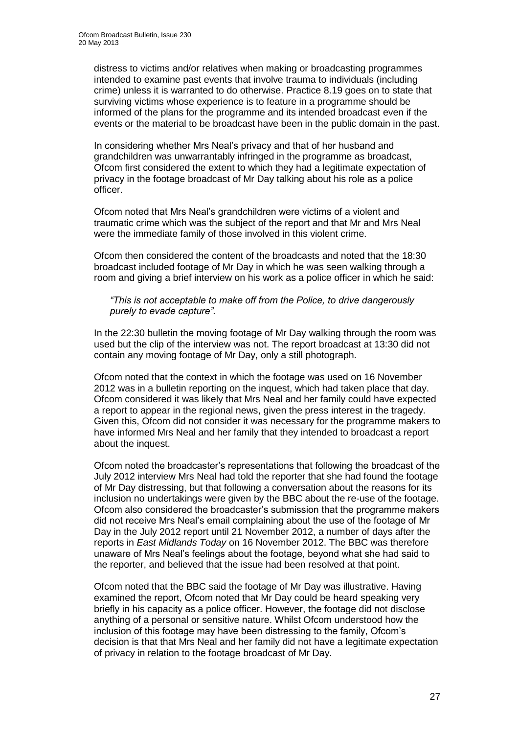distress to victims and/or relatives when making or broadcasting programmes intended to examine past events that involve trauma to individuals (including crime) unless it is warranted to do otherwise. Practice 8.19 goes on to state that surviving victims whose experience is to feature in a programme should be informed of the plans for the programme and its intended broadcast even if the events or the material to be broadcast have been in the public domain in the past.

In considering whether Mrs Neal's privacy and that of her husband and grandchildren was unwarrantably infringed in the programme as broadcast, Ofcom first considered the extent to which they had a legitimate expectation of privacy in the footage broadcast of Mr Day talking about his role as a police officer.

Ofcom noted that Mrs Neal's grandchildren were victims of a violent and traumatic crime which was the subject of the report and that Mr and Mrs Neal were the immediate family of those involved in this violent crime.

Ofcom then considered the content of the broadcasts and noted that the 18:30 broadcast included footage of Mr Day in which he was seen walking through a room and giving a brief interview on his work as a police officer in which he said:

*"This is not acceptable to make off from the Police, to drive dangerously purely to evade capture".*

In the 22:30 bulletin the moving footage of Mr Day walking through the room was used but the clip of the interview was not. The report broadcast at 13:30 did not contain any moving footage of Mr Day, only a still photograph.

Ofcom noted that the context in which the footage was used on 16 November 2012 was in a bulletin reporting on the inquest, which had taken place that day. Ofcom considered it was likely that Mrs Neal and her family could have expected a report to appear in the regional news, given the press interest in the tragedy. Given this, Ofcom did not consider it was necessary for the programme makers to have informed Mrs Neal and her family that they intended to broadcast a report about the inquest.

Ofcom noted the broadcaster's representations that following the broadcast of the July 2012 interview Mrs Neal had told the reporter that she had found the footage of Mr Day distressing, but that following a conversation about the reasons for its inclusion no undertakings were given by the BBC about the re-use of the footage. Ofcom also considered the broadcaster's submission that the programme makers did not receive Mrs Neal's email complaining about the use of the footage of Mr Day in the July 2012 report until 21 November 2012, a number of days after the reports in *East Midlands Today* on 16 November 2012. The BBC was therefore unaware of Mrs Neal's feelings about the footage, beyond what she had said to the reporter, and believed that the issue had been resolved at that point.

Ofcom noted that the BBC said the footage of Mr Day was illustrative. Having examined the report, Ofcom noted that Mr Day could be heard speaking very briefly in his capacity as a police officer. However, the footage did not disclose anything of a personal or sensitive nature. Whilst Ofcom understood how the inclusion of this footage may have been distressing to the family, Ofcom's decision is that that Mrs Neal and her family did not have a legitimate expectation of privacy in relation to the footage broadcast of Mr Day.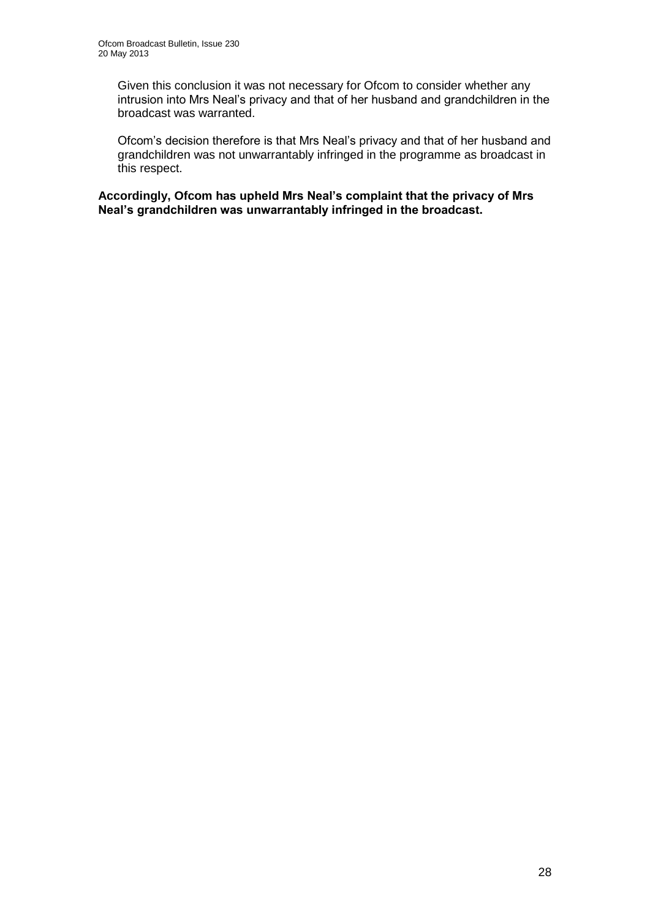Given this conclusion it was not necessary for Ofcom to consider whether any intrusion into Mrs Neal's privacy and that of her husband and grandchildren in the broadcast was warranted.

Ofcom's decision therefore is that Mrs Neal's privacy and that of her husband and grandchildren was not unwarrantably infringed in the programme as broadcast in this respect.

**Accordingly, Ofcom has upheld Mrs Neal's complaint that the privacy of Mrs Neal's grandchildren was unwarrantably infringed in the broadcast.**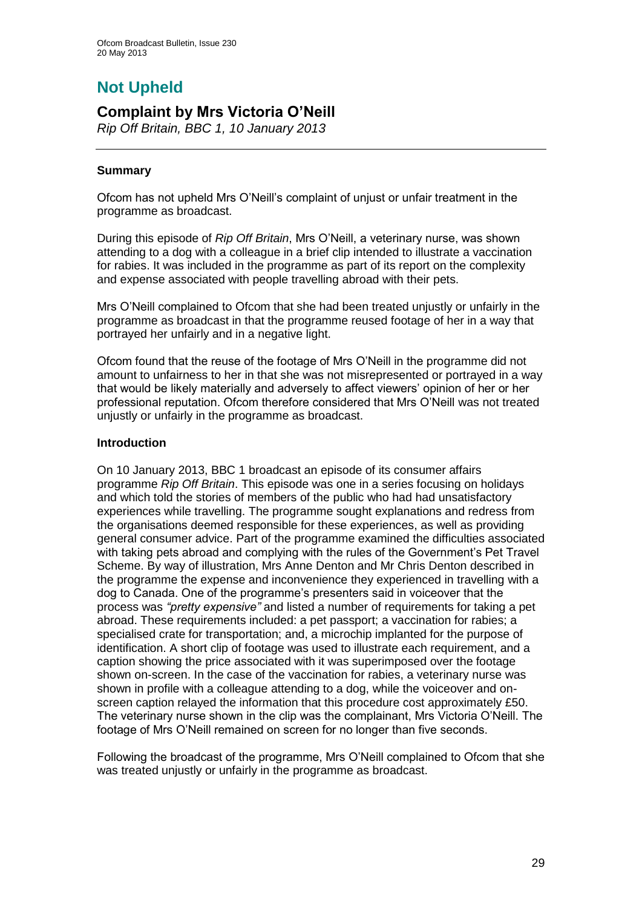# Not Upheld

## Complaint by Mrs Victoria O'Neill

*Rip Off Britain, BBC 1, 10 January 2013*

---

### Summary

Ofcom has not upheld Mrs O'Neill's complaint of unjust or unfair treatment in the programme as broadcast.

During this episode of *Rip Off Britain*, Mrs O'Neill, a veterinary nurse, was shown attending to a dog with a colleague in a brief clip intended to illustrate a vaccination for rabies. It was included in the programme as part of its report on the complexity and expense associated with people travelling abroad with their pets.

Mrs O'Neill complained to Ofcom that she had been treated unjustly or unfairly in the programme as broadcast in that the programme reused footage of her in a way that portrayed her unfairly and in a negative light.

Ofcom found that the reuse of the footage of Mrs O'Neill in the programme did not amount to unfairness to her in that she was not misrepresented or portrayed in a way that would be likely materially and adversely to affect viewers' opinion of her or her professional reputation. Ofcom therefore considered that Mrs O'Neill was not treated unjustly or unfairly in the programme as broadcast.

### Introduction

On 10 January 2013, BBC 1 broadcast an episode of its consumer affairs programme *Rip Off Britain*. This episode was one in a series focusing on holidays and which told the stories of members of the public who had had unsatisfactory experiences while travelling. The programme sought explanations and redress from the organisations deemed responsible for these experiences, as well as providing general consumer advice. Part of the programme examined the difficulties associated with taking pets abroad and complying with the rules of the Government's Pet Travel Scheme. By way of illustration, Mrs Anne Denton and Mr Chris Denton described in the programme the expense and inconvenience they experienced in travelling with a dog to Canada. One of the programme's presenters said in voiceover that the process was *"pretty expensive"* and listed a number of requirements for taking a pet abroad. These requirements included: a pet passport; a vaccination for rabies; a specialised crate for transportation; and, a microchip implanted for the purpose of identification. A short clip of footage was used to illustrate each requirement, and a caption showing the price associated with it was superimposed over the footage shown on-screen. In the case of the vaccination for rabies, a veterinary nurse was shown in profile with a colleague attending to a dog, while the voiceover and on-screen caption relayed the information that this procedure cost approximately £50. The veterinary nurse shown in the clip was the complainant, Mrs Victoria O'Neill. The footage of Mrs O'Neill remained on screen for no longer than five seconds.

Following the broadcast of the programme, Mrs O'Neill complained to Ofcom that she was treated unjustly or unfairly in the programme as broadcast.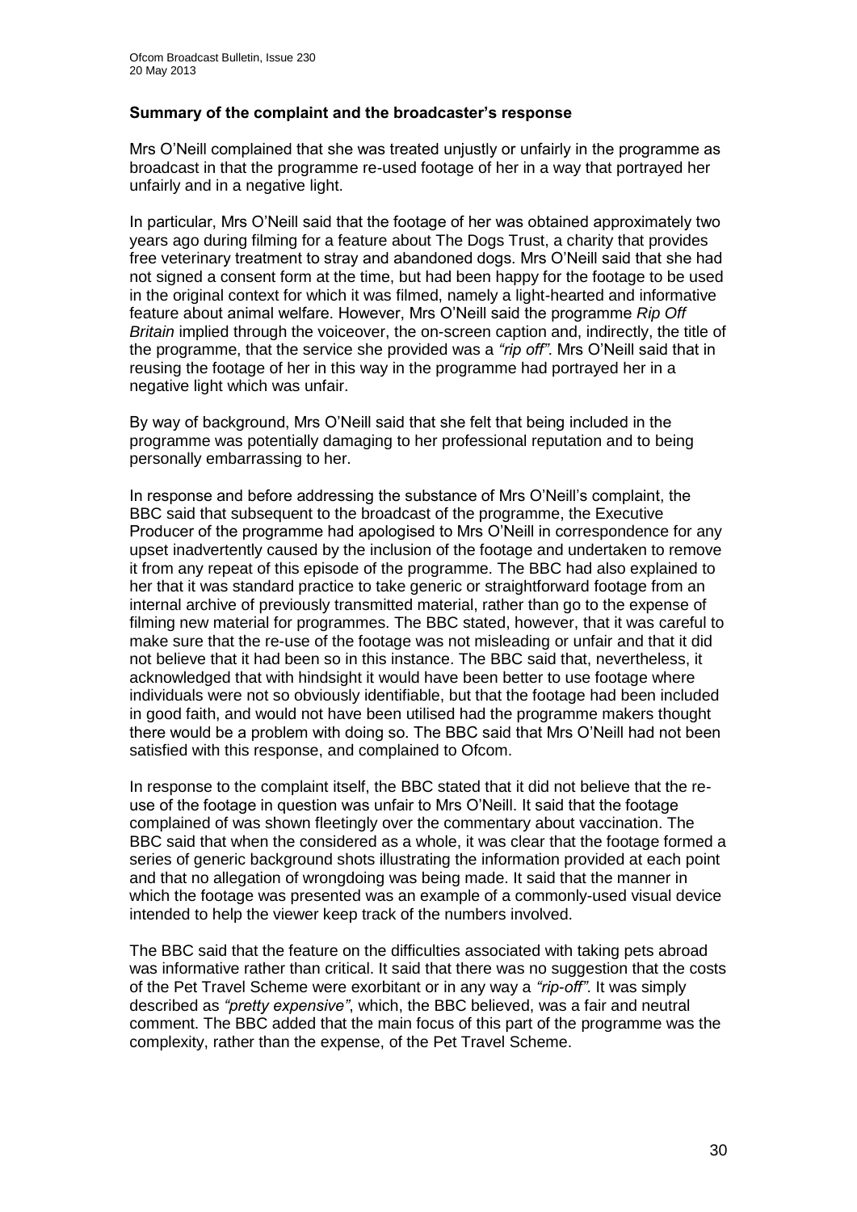### Summary of the complaint and the broadcaster's response

Mrs O'Neill complained that she was treated unjustly or unfairly in the programme as broadcast in that the programme re-used footage of her in a way that portrayed her unfairly and in a negative light.

In particular, Mrs O'Neill said that the footage of her was obtained approximately two years ago during filming for a feature about The Dogs Trust, a charity that provides free veterinary treatment to stray and abandoned dogs. Mrs O'Neill said that she had not signed a consent form at the time, but had been happy for the footage to be used in the original context for which it was filmed, namely a light-hearted and informative feature about animal welfare. However, Mrs O'Neill said the programme *Rip Off Britain* implied through the voiceover, the on-screen caption and, indirectly, the title of the programme, that the service she provided was a *"rip off"*. Mrs O'Neill said that in reusing the footage of her in this way in the programme had portrayed her in a negative light which was unfair.

By way of background, Mrs O'Neill said that she felt that being included in the programme was potentially damaging to her professional reputation and to being personally embarrassing to her.

In response and before addressing the substance of Mrs O'Neill's complaint, the BBC said that subsequent to the broadcast of the programme, the Executive Producer of the programme had apologised to Mrs O'Neill in correspondence for any upset inadvertently caused by the inclusion of the footage and undertaken to remove it from any repeat of this episode of the programme. The BBC had also explained to her that it was standard practice to take generic or straightforward footage from an internal archive of previously transmitted material, rather than go to the expense of filming new material for programmes. The BBC stated, however, that it was careful to make sure that the re-use of the footage was not misleading or unfair and that it did not believe that it had been so in this instance. The BBC said that, nevertheless, it acknowledged that with hindsight it would have been better to use footage where individuals were not so obviously identifiable, but that the footage had been included in good faith, and would not have been utilised had the programme makers thought there would be a problem with doing so. The BBC said that Mrs O'Neill had not been satisfied with this response, and complained to Ofcom.

In response to the complaint itself, the BBC stated that it did not believe that the re-use of the footage in question was unfair to Mrs O'Neill. It said that the footage complained of was shown fleetingly over the commentary about vaccination. The BBC said that when the considered as a whole, it was clear that the footage formed a series of generic background shots illustrating the information provided at each point and that no allegation of wrongdoing was being made. It said that the manner in which the footage was presented was an example of a commonly-used visual device intended to help the viewer keep track of the numbers involved.

The BBC said that the feature on the difficulties associated with taking pets abroad was informative rather than critical. It said that there was no suggestion that the costs of the Pet Travel Scheme were exorbitant or in any way a *"rip-off"*. It was simply described as *"pretty expensive"*, which, the BBC believed, was a fair and neutral comment. The BBC added that the main focus of this part of the programme was the complexity, rather than the expense, of the Pet Travel Scheme.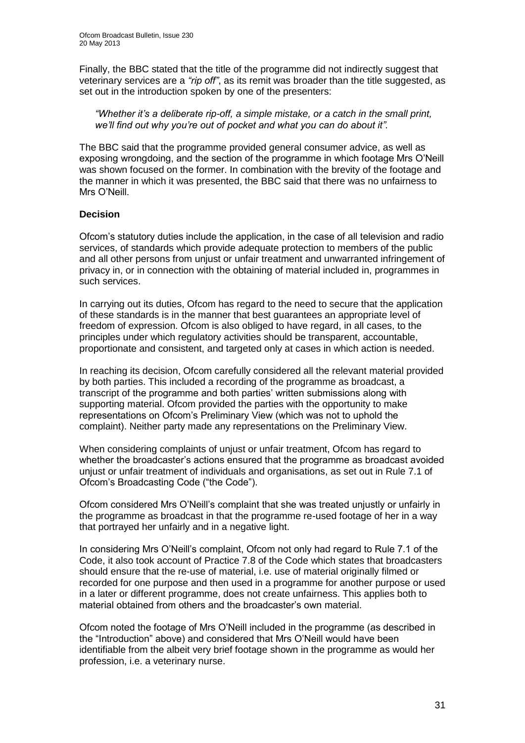Finally, the BBC stated that the title of the programme did not indirectly suggest that veterinary services are a *"rip off"*, as its remit was broader than the title suggested, as set out in the introduction spoken by one of the presenters:

> *"Whether it's a deliberate rip-off, a simple mistake, or a catch in the small print, we'll find out why you're out of pocket and what you can do about it".*

The BBC said that the programme provided general consumer advice, as well as exposing wrongdoing, and the section of the programme in which footage Mrs O'Neill was shown focused on the former. In combination with the brevity of the footage and the manner in which it was presented, the BBC said that there was no unfairness to Mrs O'Neill.

**Decision**

Ofcom's statutory duties include the application, in the case of all television and radio services, of standards which provide adequate protection to members of the public and all other persons from unjust or unfair treatment and unwarranted infringement of privacy in, or in connection with the obtaining of material included in, programmes in such services.

In carrying out its duties, Ofcom has regard to the need to secure that the application of these standards is in the manner that best guarantees an appropriate level of freedom of expression. Ofcom is also obliged to have regard, in all cases, to the principles under which regulatory activities should be transparent, accountable, proportionate and consistent, and targeted only at cases in which action is needed.

In reaching its decision, Ofcom carefully considered all the relevant material provided by both parties. This included a recording of the programme as broadcast, a transcript of the programme and both parties' written submissions along with supporting material. Ofcom provided the parties with the opportunity to make representations on Ofcom's Preliminary View (which was not to uphold the complaint). Neither party made any representations on the Preliminary View.

When considering complaints of unjust or unfair treatment, Ofcom has regard to whether the broadcaster's actions ensured that the programme as broadcast avoided unjust or unfair treatment of individuals and organisations, as set out in Rule 7.1 of Ofcom's Broadcasting Code ("the Code").

Ofcom considered Mrs O'Neill's complaint that she was treated unjustly or unfairly in the programme as broadcast in that the programme re-used footage of her in a way that portrayed her unfairly and in a negative light.

In considering Mrs O'Neill's complaint, Ofcom not only had regard to Rule 7.1 of the Code, it also took account of Practice 7.8 of the Code which states that broadcasters should ensure that the re-use of material, i.e. use of material originally filmed or recorded for one purpose and then used in a programme for another purpose or used in a later or different programme, does not create unfairness. This applies both to material obtained from others and the broadcaster's own material.

Ofcom noted the footage of Mrs O'Neill included in the programme (as described in the "Introduction" above) and considered that Mrs O'Neill would have been identifiable from the albeit very brief footage shown in the programme as would her profession, i.e. a veterinary nurse.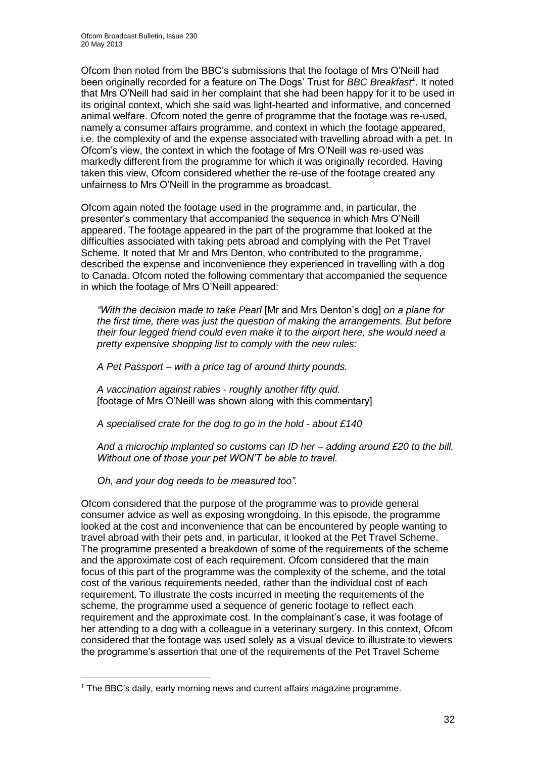Ofcom then noted from the BBC's submissions that the footage of Mrs O'Neill had been originally recorded for a feature on The Dogs' Trust for *BBC Breakfast*[1]. It noted that Mrs O'Neill had said in her complaint that she had been happy for it to be used in its original context, which she said was light-hearted and informative, and concerned animal welfare. Ofcom noted the genre of programme that the footage was re-used, namely a consumer affairs programme, and context in which the footage appeared, i.e. the complexity of and the expense associated with travelling abroad with a pet. In Ofcom's view, the context in which the footage of Mrs O'Neill was re-used was markedly different from the programme for which it was originally recorded. Having taken this view, Ofcom considered whether the re-use of the footage created any unfairness to Mrs O'Neill in the programme as broadcast.

Ofcom again noted the footage used in the programme and, in particular, the presenter's commentary that accompanied the sequence in which Mrs O'Neill appeared. The footage appeared in the part of the programme that looked at the difficulties associated with taking pets abroad and complying with the Pet Travel Scheme. It noted that Mr and Mrs Denton, who contributed to the programme, described the expense and inconvenience they experienced in travelling with a dog to Canada. Ofcom noted the following commentary that accompanied the sequence in which the footage of Mrs O'Neill appeared:

> *"With the decision made to take Pearl* [Mr and Mrs Denton's dog] *on a plane for the first time, there was just the question of making the arrangements. But before their four legged friend could even make it to the airport here, she would need a pretty expensive shopping list to comply with the new rules:*
>
> *A Pet Passport – with a price tag of around thirty pounds.*
>
> *A vaccination against rabies - roughly another fifty quid.*
> [footage of Mrs O'Neill was shown along with this commentary]
>
> *A specialised crate for the dog to go in the hold - about £140*
>
> *And a microchip implanted so customs can ID her – adding around £20 to the bill. Without one of those your pet WON'T be able to travel.*
>
> *Oh, and your dog needs to be measured too".*

Ofcom considered that the purpose of the programme was to provide general consumer advice as well as exposing wrongdoing. In this episode, the programme looked at the cost and inconvenience that can be encountered by people wanting to travel abroad with their pets and, in particular, it looked at the Pet Travel Scheme. The programme presented a breakdown of some of the requirements of the scheme and the approximate cost of each requirement. Ofcom considered that the main focus of this part of the programme was the complexity of the scheme, and the total cost of the various requirements needed, rather than the individual cost of each requirement. To illustrate the costs incurred in meeting the requirements of the scheme, the programme used a sequence of generic footage to reflect each requirement and the approximate cost. In the complainant's case, it was footage of her attending to a dog with a colleague in a veterinary surgery. In this context, Ofcom considered that the footage was used solely as a visual device to illustrate to viewers the programme's assertion that one of the requirements of the Pet Travel Scheme

---

[1] The BBC's daily, early morning news and current affairs magazine programme.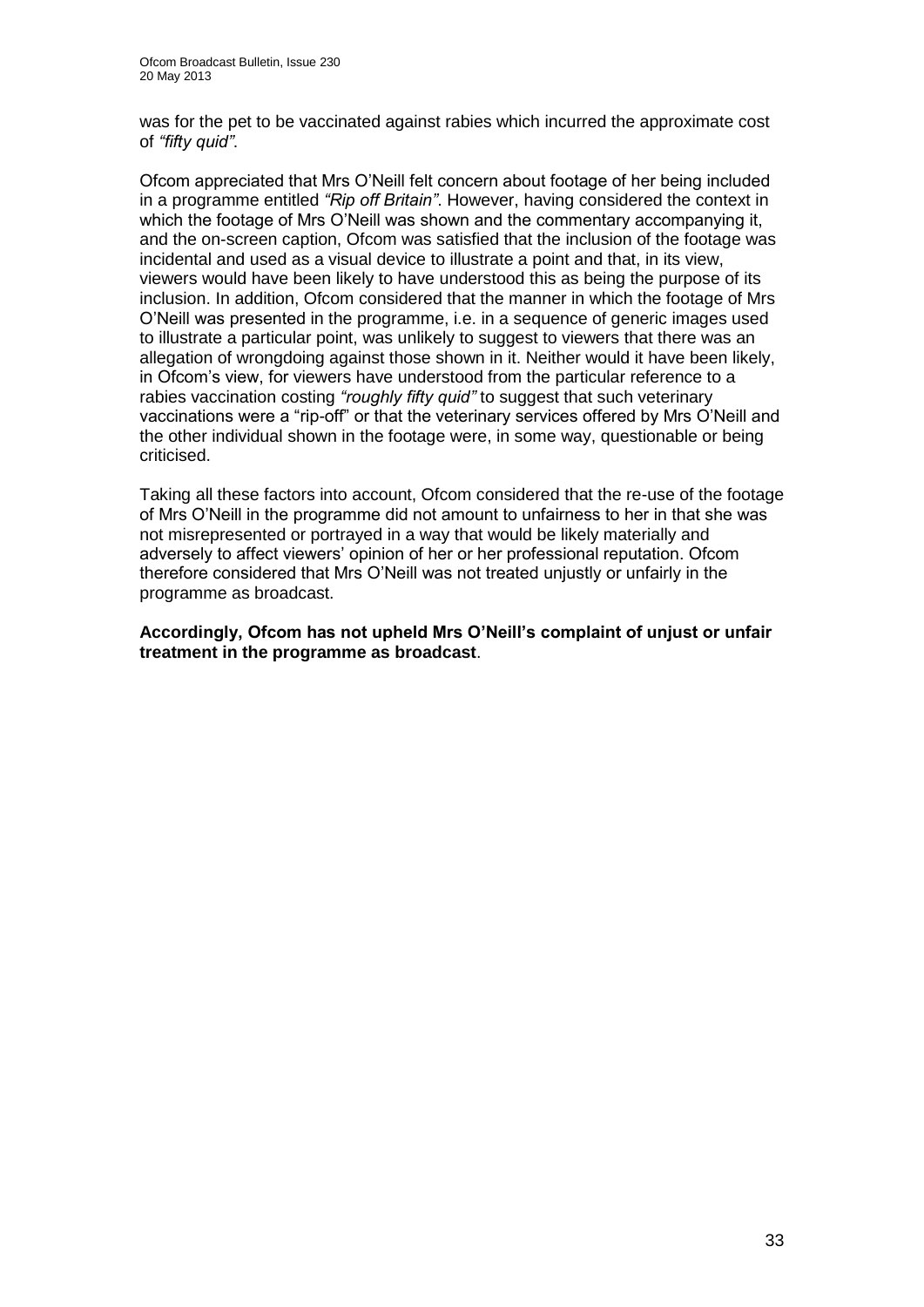was for the pet to be vaccinated against rabies which incurred the approximate cost of *"fifty quid"*.

Ofcom appreciated that Mrs O'Neill felt concern about footage of her being included in a programme entitled *"Rip off Britain"*. However, having considered the context in which the footage of Mrs O'Neill was shown and the commentary accompanying it, and the on-screen caption, Ofcom was satisfied that the inclusion of the footage was incidental and used as a visual device to illustrate a point and that, in its view, viewers would have been likely to have understood this as being the purpose of its inclusion. In addition, Ofcom considered that the manner in which the footage of Mrs O'Neill was presented in the programme, i.e. in a sequence of generic images used to illustrate a particular point, was unlikely to suggest to viewers that there was an allegation of wrongdoing against those shown in it. Neither would it have been likely, in Ofcom's view, for viewers have understood from the particular reference to a rabies vaccination costing *"roughly fifty quid"* to suggest that such veterinary vaccinations were a "rip-off" or that the veterinary services offered by Mrs O'Neill and the other individual shown in the footage were, in some way, questionable or being criticised.

Taking all these factors into account, Ofcom considered that the re-use of the footage of Mrs O'Neill in the programme did not amount to unfairness to her in that she was not misrepresented or portrayed in a way that would be likely materially and adversely to affect viewers' opinion of her or her professional reputation. Ofcom therefore considered that Mrs O'Neill was not treated unjustly or unfairly in the programme as broadcast.

**Accordingly, Ofcom has not upheld Mrs O'Neill's complaint of unjust or unfair treatment in the programme as broadcast**.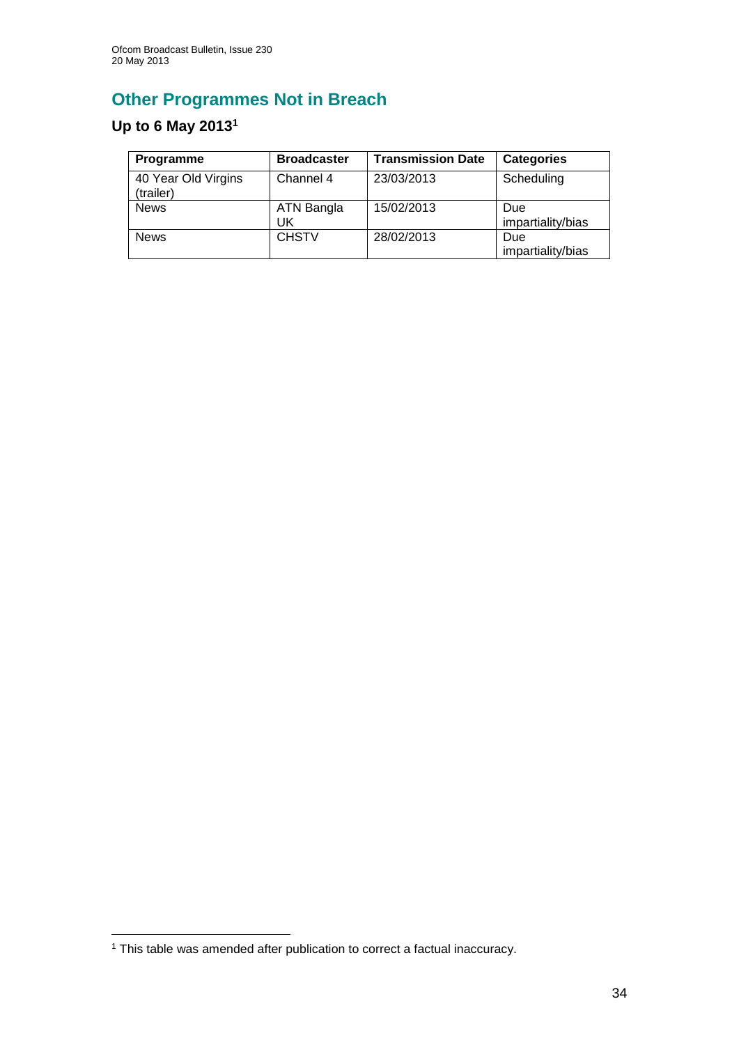## Other Programmes Not in Breach

### Up to 6 May 2013[1]

| Programme | Broadcaster | Transmission Date | Categories |
|---|---|---|---|
| 40 Year Old Virgins (trailer) | Channel 4 | 23/03/2013 | Scheduling |
| News | ATN Bangla UK | 15/02/2013 | Due impartiality/bias |
| News | CHSTV | 28/02/2013 | Due impartiality/bias |

[1] This table was amended after publication to correct a factual inaccuracy.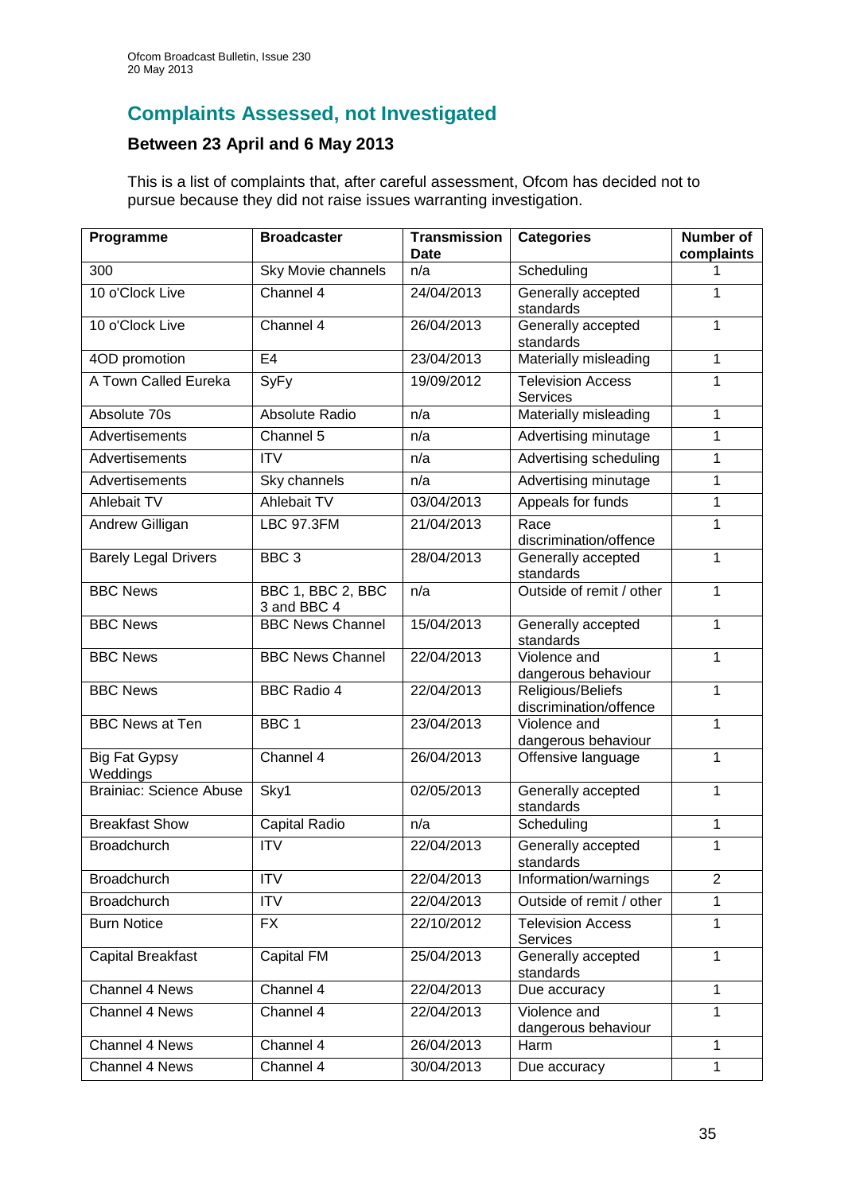## Complaints Assessed, not Investigated

### Between 23 April and 6 May 2013

This is a list of complaints that, after careful assessment, Ofcom has decided not to pursue because they did not raise issues warranting investigation.

| Programme | Broadcaster | Transmission Date | Categories | Number of complaints |
|---|---|---|---|---|
| 300 | Sky Movie channels | n/a | Scheduling | 1 |
| 10 o'Clock Live | Channel 4 | 24/04/2013 | Generally accepted standards | 1 |
| 10 o'Clock Live | Channel 4 | 26/04/2013 | Generally accepted standards | 1 |
| 4OD promotion | E4 | 23/04/2013 | Materially misleading | 1 |
| A Town Called Eureka | SyFy | 19/09/2012 | Television Access Services | 1 |
| Absolute 70s | Absolute Radio | n/a | Materially misleading | 1 |
| Advertisements | Channel 5 | n/a | Advertising minutage | 1 |
| Advertisements | ITV | n/a | Advertising scheduling | 1 |
| Advertisements | Sky channels | n/a | Advertising minutage | 1 |
| Ahlebait TV | Ahlebait TV | 03/04/2013 | Appeals for funds | 1 |
| Andrew Gilligan | LBC 97.3FM | 21/04/2013 | Race discrimination/offence | 1 |
| Barely Legal Drivers | BBC 3 | 28/04/2013 | Generally accepted standards | 1 |
| BBC News | BBC 1, BBC 2, BBC 3 and BBC 4 | n/a | Outside of remit / other | 1 |
| BBC News | BBC News Channel | 15/04/2013 | Generally accepted standards | 1 |
| BBC News | BBC News Channel | 22/04/2013 | Violence and dangerous behaviour | 1 |
| BBC News | BBC Radio 4 | 22/04/2013 | Religious/Beliefs discrimination/offence | 1 |
| BBC News at Ten | BBC 1 | 23/04/2013 | Violence and dangerous behaviour | 1 |
| Big Fat Gypsy Weddings | Channel 4 | 26/04/2013 | Offensive language | 1 |
| Brainiac: Science Abuse | Sky1 | 02/05/2013 | Generally accepted standards | 1 |
| Breakfast Show | Capital Radio | n/a | Scheduling | 1 |
| Broadchurch | ITV | 22/04/2013 | Generally accepted standards | 1 |
| Broadchurch | ITV | 22/04/2013 | Information/warnings | 2 |
| Broadchurch | ITV | 22/04/2013 | Outside of remit / other | 1 |
| Burn Notice | FX | 22/10/2012 | Television Access Services | 1 |
| Capital Breakfast | Capital FM | 25/04/2013 | Generally accepted standards | 1 |
| Channel 4 News | Channel 4 | 22/04/2013 | Due accuracy | 1 |
| Channel 4 News | Channel 4 | 22/04/2013 | Violence and dangerous behaviour | 1 |
| Channel 4 News | Channel 4 | 26/04/2013 | Harm | 1 |
| Channel 4 News | Channel 4 | 30/04/2013 | Due accuracy | 1 |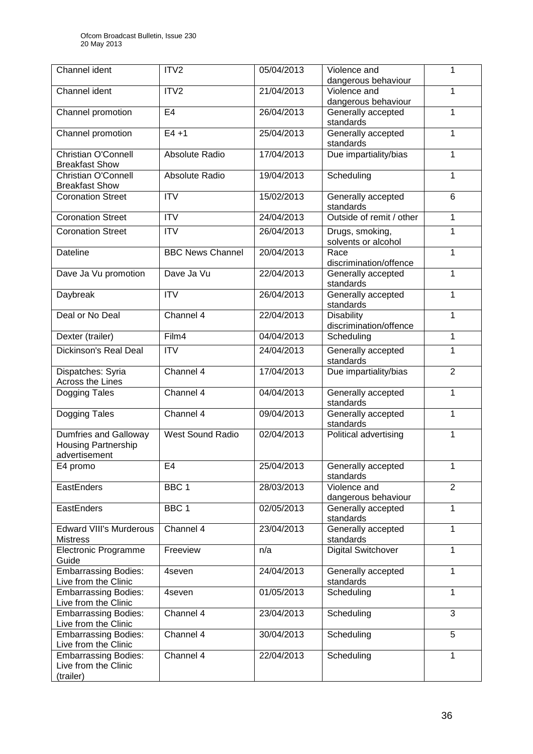| Channel ident | ITV2 | 05/04/2013 | Violence and dangerous behaviour | 1 |
|---|---|---|---|---|
| Channel ident | ITV2 | 21/04/2013 | Violence and dangerous behaviour | 1 |
| Channel promotion | E4 | 26/04/2013 | Generally accepted standards | 1 |
| Channel promotion | E4 +1 | 25/04/2013 | Generally accepted standards | 1 |
| Christian O'Connell Breakfast Show | Absolute Radio | 17/04/2013 | Due impartiality/bias | 1 |
| Christian O'Connell Breakfast Show | Absolute Radio | 19/04/2013 | Scheduling | 1 |
| Coronation Street | ITV | 15/02/2013 | Generally accepted standards | 6 |
| Coronation Street | ITV | 24/04/2013 | Outside of remit / other | 1 |
| Coronation Street | ITV | 26/04/2013 | Drugs, smoking, solvents or alcohol | 1 |
| Dateline | BBC News Channel | 20/04/2013 | Race discrimination/offence | 1 |
| Dave Ja Vu promotion | Dave Ja Vu | 22/04/2013 | Generally accepted standards | 1 |
| Daybreak | ITV | 26/04/2013 | Generally accepted standards | 1 |
| Deal or No Deal | Channel 4 | 22/04/2013 | Disability discrimination/offence | 1 |
| Dexter (trailer) | Film4 | 04/04/2013 | Scheduling | 1 |
| Dickinson's Real Deal | ITV | 24/04/2013 | Generally accepted standards | 1 |
| Dispatches: Syria Across the Lines | Channel 4 | 17/04/2013 | Due impartiality/bias | 2 |
| Dogging Tales | Channel 4 | 04/04/2013 | Generally accepted standards | 1 |
| Dogging Tales | Channel 4 | 09/04/2013 | Generally accepted standards | 1 |
| Dumfries and Galloway Housing Partnership advertisement | West Sound Radio | 02/04/2013 | Political advertising | 1 |
| E4 promo | E4 | 25/04/2013 | Generally accepted standards | 1 |
| EastEnders | BBC 1 | 28/03/2013 | Violence and dangerous behaviour | 2 |
| EastEnders | BBC 1 | 02/05/2013 | Generally accepted standards | 1 |
| Edward VIII's Murderous Mistress | Channel 4 | 23/04/2013 | Generally accepted standards | 1 |
| Electronic Programme Guide | Freeview | n/a | Digital Switchover | 1 |
| Embarrassing Bodies: Live from the Clinic | 4seven | 24/04/2013 | Generally accepted standards | 1 |
| Embarrassing Bodies: Live from the Clinic | 4seven | 01/05/2013 | Scheduling | 1 |
| Embarrassing Bodies: Live from the Clinic | Channel 4 | 23/04/2013 | Scheduling | 3 |
| Embarrassing Bodies: Live from the Clinic | Channel 4 | 30/04/2013 | Scheduling | 5 |
| Embarrassing Bodies: Live from the Clinic (trailer) | Channel 4 | 22/04/2013 | Scheduling | 1 |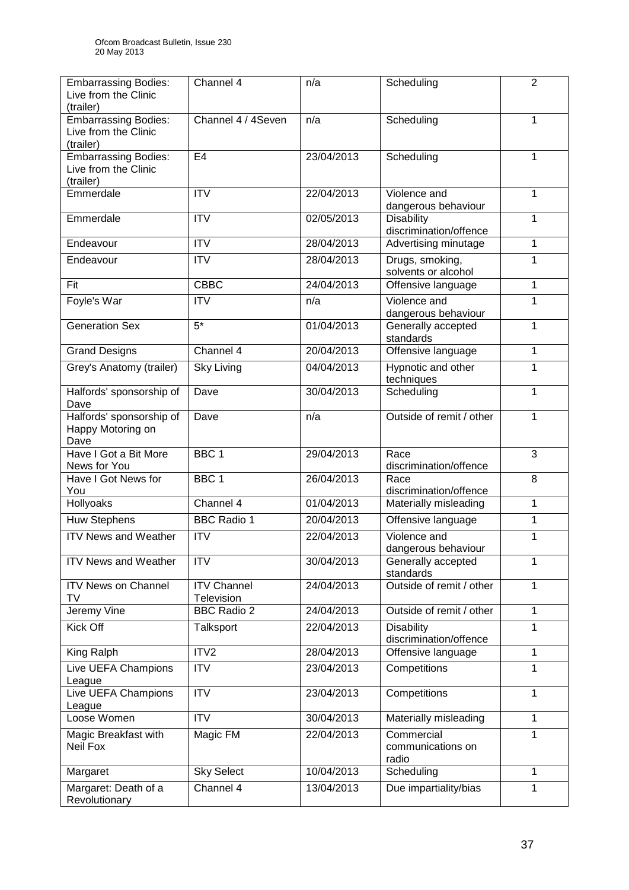| Embarrassing Bodies: Live from the Clinic (trailer) | Channel 4 | n/a | Scheduling | 2 |
|---|---|---|---|---|
| Embarrassing Bodies: Live from the Clinic (trailer) | Channel 4 / 4Seven | n/a | Scheduling | 1 |
| Embarrassing Bodies: Live from the Clinic (trailer) | E4 | 23/04/2013 | Scheduling | 1 |
| Emmerdale | ITV | 22/04/2013 | Violence and dangerous behaviour | 1 |
| Emmerdale | ITV | 02/05/2013 | Disability discrimination/offence | 1 |
| Endeavour | ITV | 28/04/2013 | Advertising minutage | 1 |
| Endeavour | ITV | 28/04/2013 | Drugs, smoking, solvents or alcohol | 1 |
| Fit | CBBC | 24/04/2013 | Offensive language | 1 |
| Foyle's War | ITV | n/a | Violence and dangerous behaviour | 1 |
| Generation Sex | 5* | 01/04/2013 | Generally accepted standards | 1 |
| Grand Designs | Channel 4 | 20/04/2013 | Offensive language | 1 |
| Grey's Anatomy (trailer) | Sky Living | 04/04/2013 | Hypnotic and other techniques | 1 |
| Halfords' sponsorship of Dave | Dave | 30/04/2013 | Scheduling | 1 |
| Halfords' sponsorship of Happy Motoring on Dave | Dave | n/a | Outside of remit / other | 1 |
| Have I Got a Bit More News for You | BBC 1 | 29/04/2013 | Race discrimination/offence | 3 |
| Have I Got News for You | BBC 1 | 26/04/2013 | Race discrimination/offence | 8 |
| Hollyoaks | Channel 4 | 01/04/2013 | Materially misleading | 1 |
| Huw Stephens | BBC Radio 1 | 20/04/2013 | Offensive language | 1 |
| ITV News and Weather | ITV | 22/04/2013 | Violence and dangerous behaviour | 1 |
| ITV News and Weather | ITV | 30/04/2013 | Generally accepted standards | 1 |
| ITV News on Channel TV | ITV Channel Television | 24/04/2013 | Outside of remit / other | 1 |
| Jeremy Vine | BBC Radio 2 | 24/04/2013 | Outside of remit / other | 1 |
| Kick Off | Talksport | 22/04/2013 | Disability discrimination/offence | 1 |
| King Ralph | ITV2 | 28/04/2013 | Offensive language | 1 |
| Live UEFA Champions League | ITV | 23/04/2013 | Competitions | 1 |
| Live UEFA Champions League | ITV | 23/04/2013 | Competitions | 1 |
| Loose Women | ITV | 30/04/2013 | Materially misleading | 1 |
| Magic Breakfast with Neil Fox | Magic FM | 22/04/2013 | Commercial communications on radio | 1 |
| Margaret | Sky Select | 10/04/2013 | Scheduling | 1 |
| Margaret: Death of a Revolutionary | Channel 4 | 13/04/2013 | Due impartiality/bias | 1 |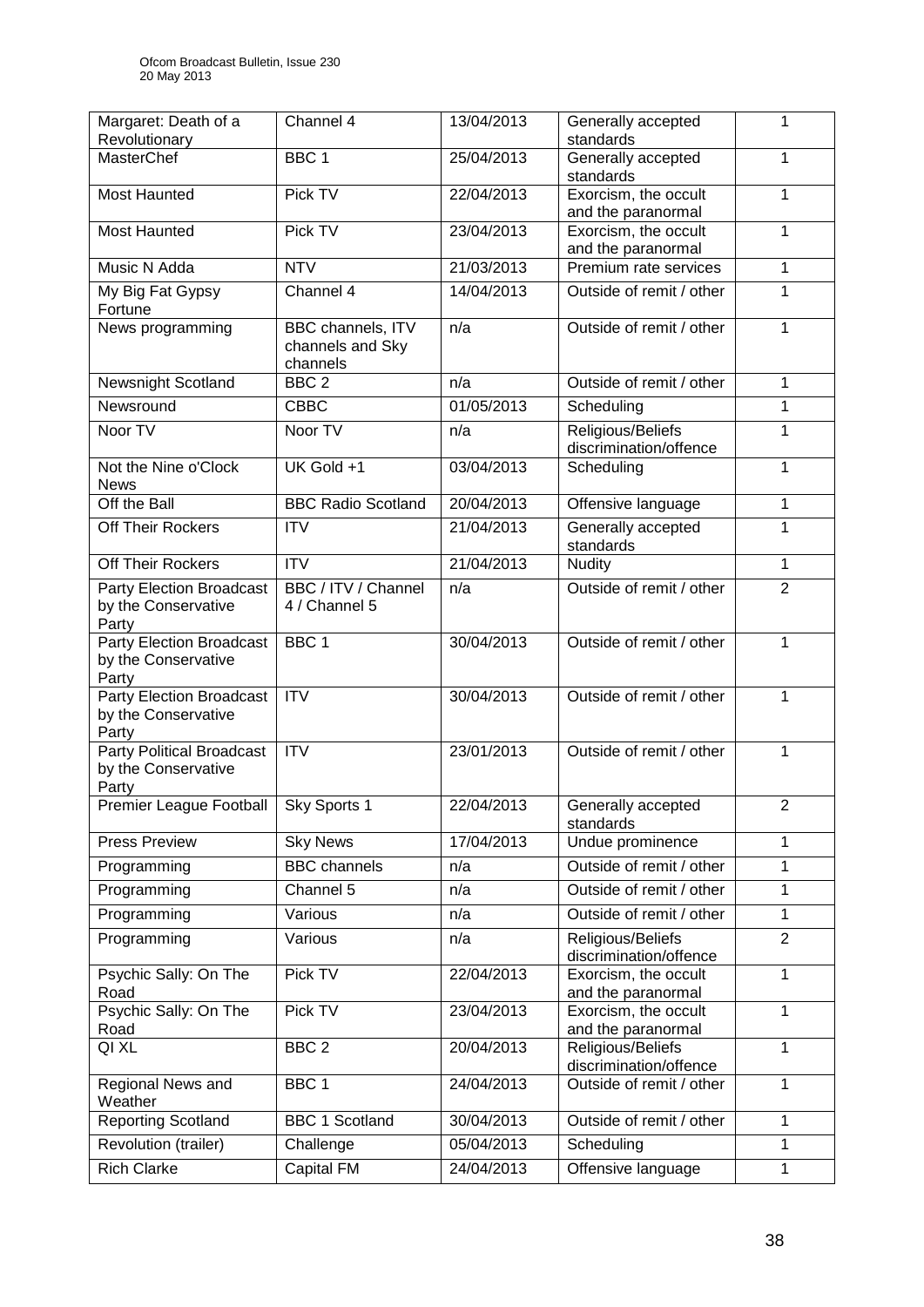| Margaret: Death of a Revolutionary | Channel 4 | 13/04/2013 | Generally accepted standards | 1 |
|---|---|---|---|---|
| MasterChef | BBC 1 | 25/04/2013 | Generally accepted standards | 1 |
| Most Haunted | Pick TV | 22/04/2013 | Exorcism, the occult and the paranormal | 1 |
| Most Haunted | Pick TV | 23/04/2013 | Exorcism, the occult and the paranormal | 1 |
| Music N Adda | NTV | 21/03/2013 | Premium rate services | 1 |
| My Big Fat Gypsy Fortune | Channel 4 | 14/04/2013 | Outside of remit / other | 1 |
| News programming | BBC channels, ITV channels and Sky channels | n/a | Outside of remit / other | 1 |
| Newsnight Scotland | BBC 2 | n/a | Outside of remit / other | 1 |
| Newsround | CBBC | 01/05/2013 | Scheduling | 1 |
| Noor TV | Noor TV | n/a | Religious/Beliefs discrimination/offence | 1 |
| Not the Nine o'Clock News | UK Gold +1 | 03/04/2013 | Scheduling | 1 |
| Off the Ball | BBC Radio Scotland | 20/04/2013 | Offensive language | 1 |
| Off Their Rockers | ITV | 21/04/2013 | Generally accepted standards | 1 |
| Off Their Rockers | ITV | 21/04/2013 | Nudity | 1 |
| Party Election Broadcast by the Conservative Party | BBC / ITV / Channel 4 / Channel 5 | n/a | Outside of remit / other | 2 |
| Party Election Broadcast by the Conservative Party | BBC 1 | 30/04/2013 | Outside of remit / other | 1 |
| Party Election Broadcast by the Conservative Party | ITV | 30/04/2013 | Outside of remit / other | 1 |
| Party Political Broadcast by the Conservative Party | ITV | 23/01/2013 | Outside of remit / other | 1 |
| Premier League Football | Sky Sports 1 | 22/04/2013 | Generally accepted standards | 2 |
| Press Preview | Sky News | 17/04/2013 | Undue prominence | 1 |
| Programming | BBC channels | n/a | Outside of remit / other | 1 |
| Programming | Channel 5 | n/a | Outside of remit / other | 1 |
| Programming | Various | n/a | Outside of remit / other | 1 |
| Programming | Various | n/a | Religious/Beliefs discrimination/offence | 2 |
| Psychic Sally: On The Road | Pick TV | 22/04/2013 | Exorcism, the occult and the paranormal | 1 |
| Psychic Sally: On The Road | Pick TV | 23/04/2013 | Exorcism, the occult and the paranormal | 1 |
| QI XL | BBC 2 | 20/04/2013 | Religious/Beliefs discrimination/offence | 1 |
| Regional News and Weather | BBC 1 | 24/04/2013 | Outside of remit / other | 1 |
| Reporting Scotland | BBC 1 Scotland | 30/04/2013 | Outside of remit / other | 1 |
| Revolution (trailer) | Challenge | 05/04/2013 | Scheduling | 1 |
| Rich Clarke | Capital FM | 24/04/2013 | Offensive language | 1 |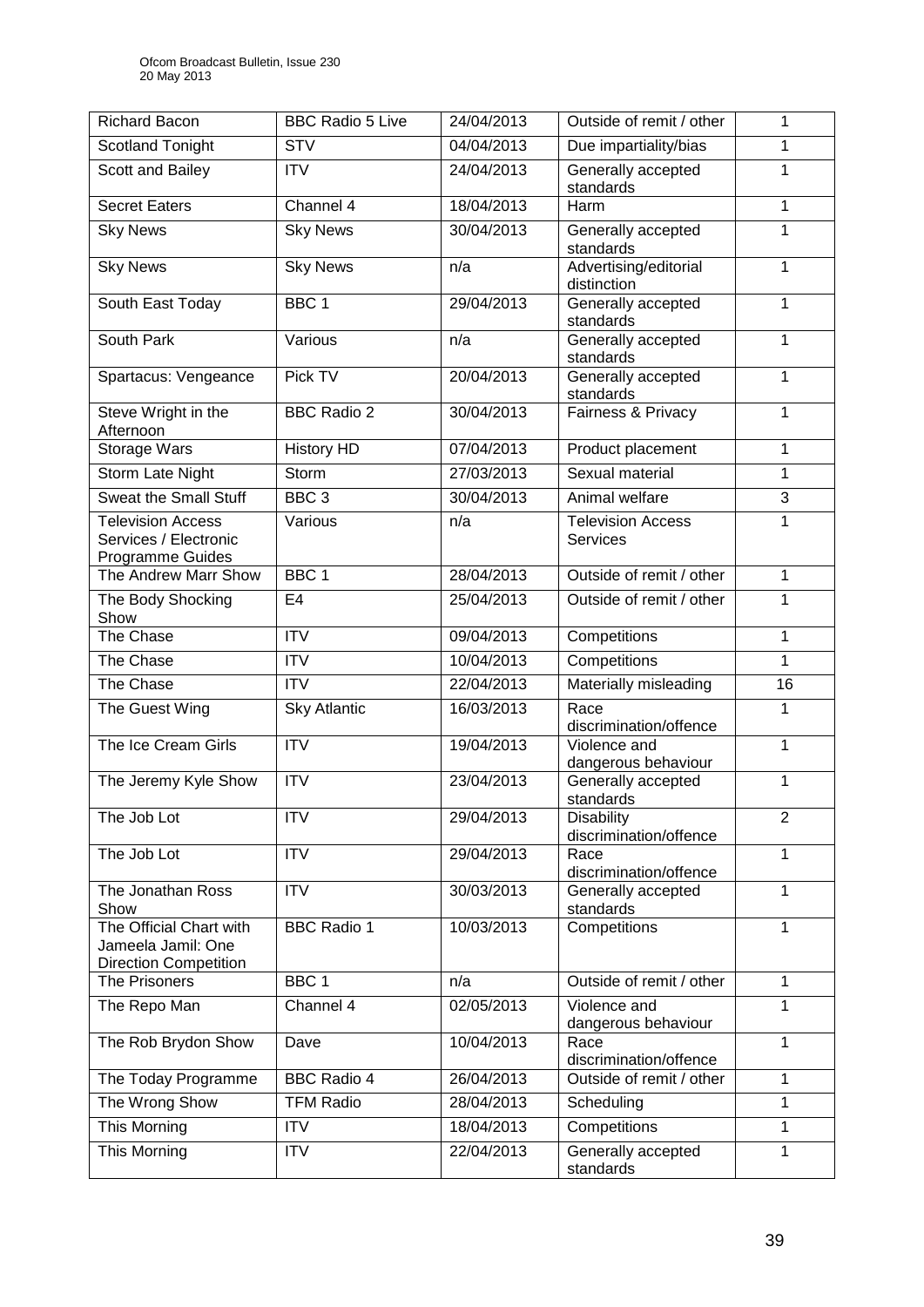| Richard Bacon | BBC Radio 5 Live | 24/04/2013 | Outside of remit / other | 1 |
|---|---|---|---|---|
| Scotland Tonight | STV | 04/04/2013 | Due impartiality/bias | 1 |
| Scott and Bailey | ITV | 24/04/2013 | Generally accepted standards | 1 |
| Secret Eaters | Channel 4 | 18/04/2013 | Harm | 1 |
| Sky News | Sky News | 30/04/2013 | Generally accepted standards | 1 |
| Sky News | Sky News | n/a | Advertising/editorial distinction | 1 |
| South East Today | BBC 1 | 29/04/2013 | Generally accepted standards | 1 |
| South Park | Various | n/a | Generally accepted standards | 1 |
| Spartacus: Vengeance | Pick TV | 20/04/2013 | Generally accepted standards | 1 |
| Steve Wright in the Afternoon | BBC Radio 2 | 30/04/2013 | Fairness & Privacy | 1 |
| Storage Wars | History HD | 07/04/2013 | Product placement | 1 |
| Storm Late Night | Storm | 27/03/2013 | Sexual material | 1 |
| Sweat the Small Stuff | BBC 3 | 30/04/2013 | Animal welfare | 3 |
| Television Access Services / Electronic Programme Guides | Various | n/a | Television Access Services | 1 |
| The Andrew Marr Show | BBC 1 | 28/04/2013 | Outside of remit / other | 1 |
| The Body Shocking Show | E4 | 25/04/2013 | Outside of remit / other | 1 |
| The Chase | ITV | 09/04/2013 | Competitions | 1 |
| The Chase | ITV | 10/04/2013 | Competitions | 1 |
| The Chase | ITV | 22/04/2013 | Materially misleading | 16 |
| The Guest Wing | Sky Atlantic | 16/03/2013 | Race discrimination/offence | 1 |
| The Ice Cream Girls | ITV | 19/04/2013 | Violence and dangerous behaviour | 1 |
| The Jeremy Kyle Show | ITV | 23/04/2013 | Generally accepted standards | 1 |
| The Job Lot | ITV | 29/04/2013 | Disability discrimination/offence | 2 |
| The Job Lot | ITV | 29/04/2013 | Race discrimination/offence | 1 |
| The Jonathan Ross Show | ITV | 30/03/2013 | Generally accepted standards | 1 |
| The Official Chart with Jameela Jamil: One Direction Competition | BBC Radio 1 | 10/03/2013 | Competitions | 1 |
| The Prisoners | BBC 1 | n/a | Outside of remit / other | 1 |
| The Repo Man | Channel 4 | 02/05/2013 | Violence and dangerous behaviour | 1 |
| The Rob Brydon Show | Dave | 10/04/2013 | Race discrimination/offence | 1 |
| The Today Programme | BBC Radio 4 | 26/04/2013 | Outside of remit / other | 1 |
| The Wrong Show | TFM Radio | 28/04/2013 | Scheduling | 1 |
| This Morning | ITV | 18/04/2013 | Competitions | 1 |
| This Morning | ITV | 22/04/2013 | Generally accepted standards | 1 |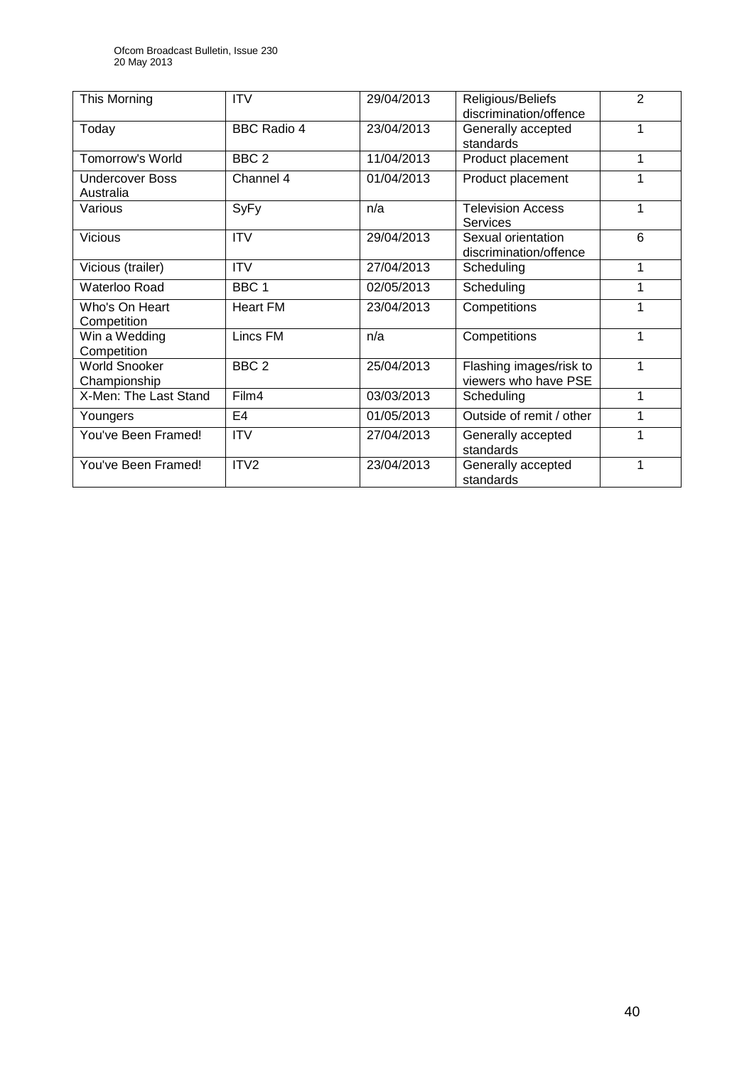| This Morning | ITV | 29/04/2013 | Religious/Beliefs discrimination/offence | 2 |
|---|---|---|---|---|
| Today | BBC Radio 4 | 23/04/2013 | Generally accepted standards | 1 |
| Tomorrow's World | BBC 2 | 11/04/2013 | Product placement | 1 |
| Undercover Boss Australia | Channel 4 | 01/04/2013 | Product placement | 1 |
| Various | SyFy | n/a | Television Access Services | 1 |
| Vicious | ITV | 29/04/2013 | Sexual orientation discrimination/offence | 6 |
| Vicious (trailer) | ITV | 27/04/2013 | Scheduling | 1 |
| Waterloo Road | BBC 1 | 02/05/2013 | Scheduling | 1 |
| Who's On Heart Competition | Heart FM | 23/04/2013 | Competitions | 1 |
| Win a Wedding Competition | Lincs FM | n/a | Competitions | 1 |
| World Snooker Championship | BBC 2 | 25/04/2013 | Flashing images/risk to viewers who have PSE | 1 |
| X-Men: The Last Stand | Film4 | 03/03/2013 | Scheduling | 1 |
| Youngers | E4 | 01/05/2013 | Outside of remit / other | 1 |
| You've Been Framed! | ITV | 27/04/2013 | Generally accepted standards | 1 |
| You've Been Framed! | ITV2 | 23/04/2013 | Generally accepted standards | 1 |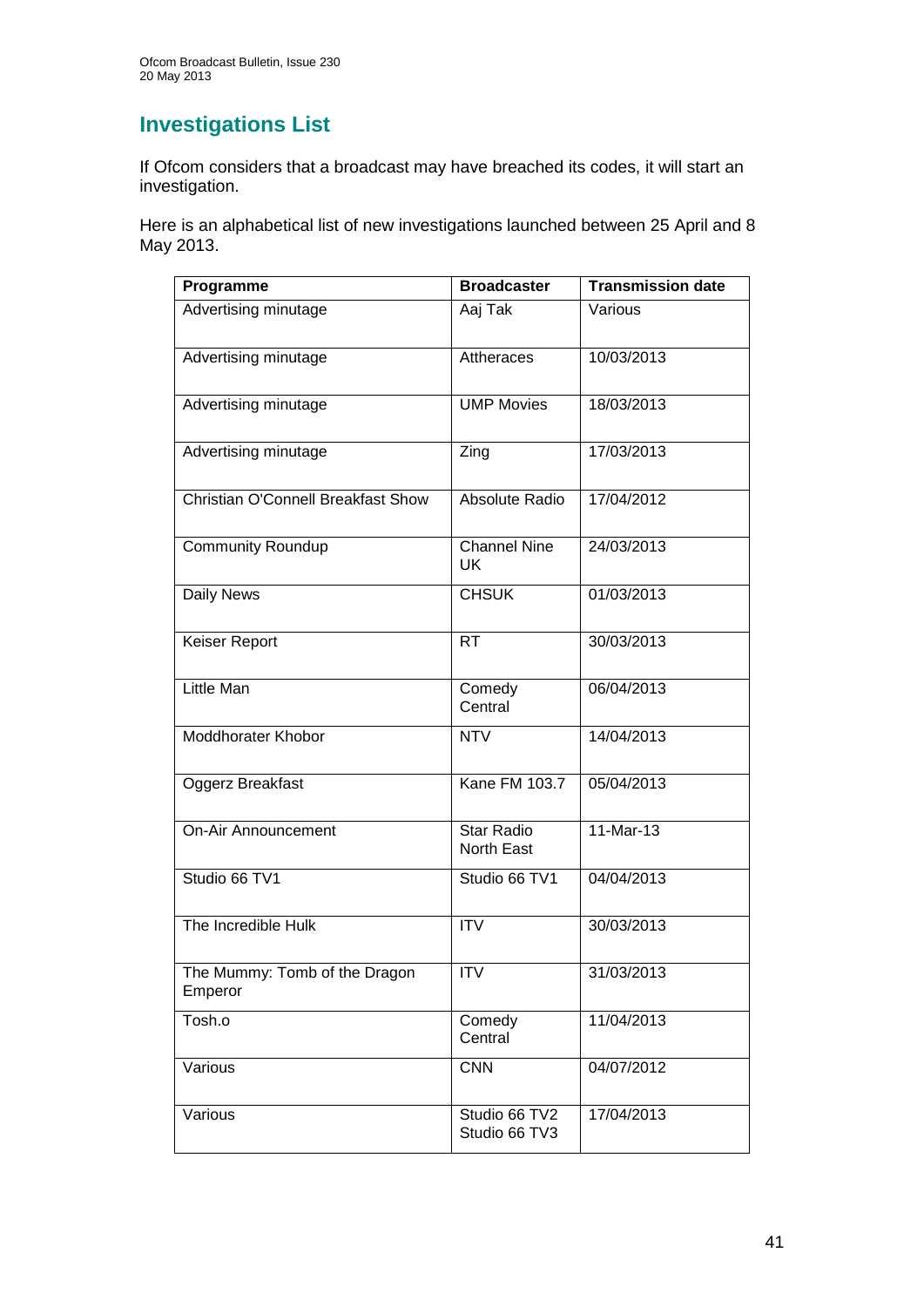## Investigations List

If Ofcom considers that a broadcast may have breached its codes, it will start an investigation.

Here is an alphabetical list of new investigations launched between 25 April and 8 May 2013.

| Programme | Broadcaster | Transmission date |
|---|---|---|
| Advertising minutage | Aaj Tak | Various |
| Advertising minutage | Attheraces | 10/03/2013 |
| Advertising minutage | UMP Movies | 18/03/2013 |
| Advertising minutage | Zing | 17/03/2013 |
| Christian O'Connell Breakfast Show | Absolute Radio | 17/04/2012 |
| Community Roundup | Channel Nine UK | 24/03/2013 |
| Daily News | CHSUK | 01/03/2013 |
| Keiser Report | RT | 30/03/2013 |
| Little Man | Comedy Central | 06/04/2013 |
| Moddhorater Khobor | NTV | 14/04/2013 |
| Oggerz Breakfast | Kane FM 103.7 | 05/04/2013 |
| On-Air Announcement | Star Radio North East | 11-Mar-13 |
| Studio 66 TV1 | Studio 66 TV1 | 04/04/2013 |
| The Incredible Hulk | ITV | 30/03/2013 |
| The Mummy: Tomb of the Dragon Emperor | ITV | 31/03/2013 |
| Tosh.o | Comedy Central | 11/04/2013 |
| Various | CNN | 04/07/2012 |
| Various | Studio 66 TV2 Studio 66 TV3 | 17/04/2013 |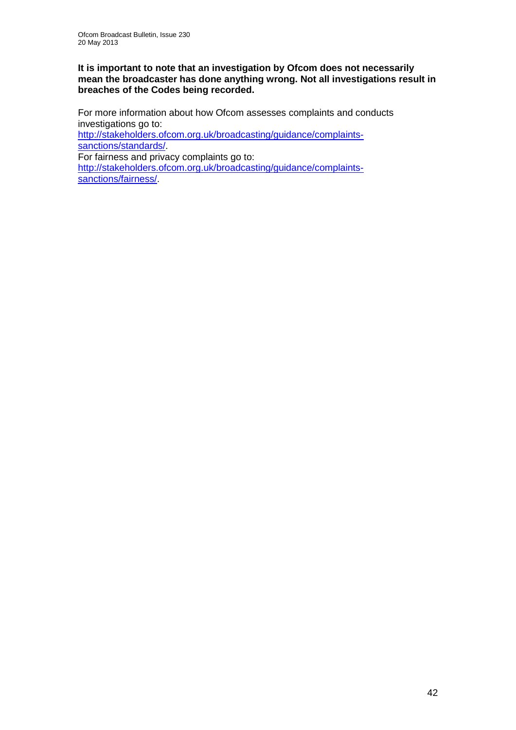**It is important to note that an investigation by Ofcom does not necessarily mean the broadcaster has done anything wrong. Not all investigations result in breaches of the Codes being recorded.**

For more information about how Ofcom assesses complaints and conducts investigations go to:
[http://stakeholders.ofcom.org.uk/broadcasting/guidance/complaints-sanctions/standards/](http://stakeholders.ofcom.org.uk/broadcasting/guidance/complaints-sanctions/standards/).
For fairness and privacy complaints go to:
[http://stakeholders.ofcom.org.uk/broadcasting/guidance/complaints-sanctions/fairness/](http://stakeholders.ofcom.org.uk/broadcasting/guidance/complaints-sanctions/fairness/).